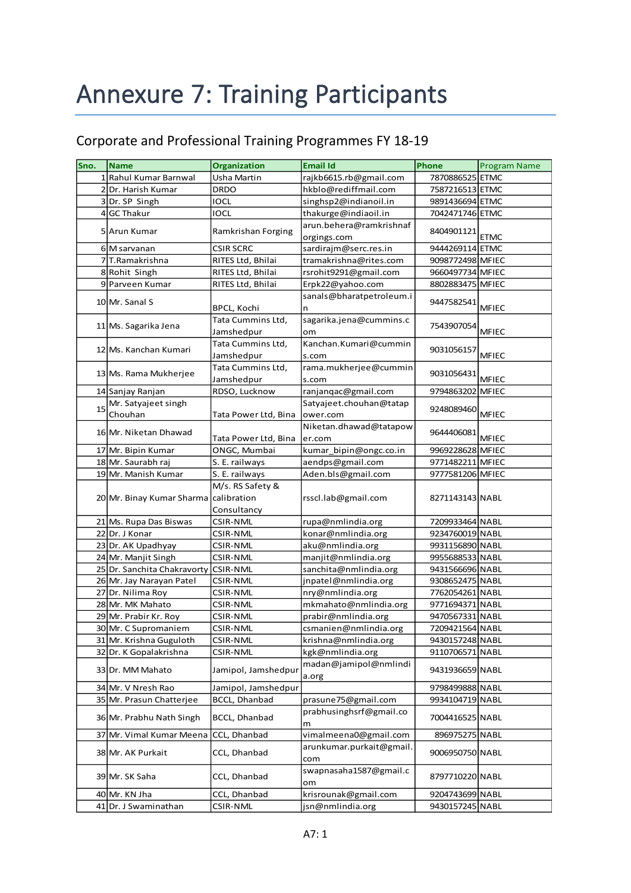# Annexure 7: Training Participants

## Corporate and Professional Training Programmes FY 18-19

| Sno. | Name | Organization | Email Id | Phone | Program Name |
|---|---|---|---|---|---|
| 1 | Rahul Kumar Barnwal | Usha Martin | rajkb6615.rb@gmail.com | 7870886525 | ETMC |
| 2 | Dr. Harish Kumar | DRDO | hkblo@rediffmail.com | 7587216513 | ETMC |
| 3 | Dr. SP Singh | IOCL | singhsp2@indianoil.in | 9891436694 | ETMC |
| 4 | GC Thakur | IOCL | thakurge@indiaoil.in | 7042471746 | ETMC |
| 5 | Arun Kumar | Ramkrishan Forging | arun.behera@ramkrishnaforgings.com | 8404901121 | ETMC |
| 6 | M sarvanan | CSIR SCRC | sardirajm@serc.res.in | 9444269114 | ETMC |
| 7 | T.Ramakrishna | RITES Ltd, Bhilai | tramakrishna@rites.com | 9098772498 | MFIEC |
| 8 | Rohit Singh | RITES Ltd, Bhilai | rsrohit9291@gmail.com | 9660497734 | MFIEC |
| 9 | Parveen Kumar | RITES Ltd, Bhilai | Erpk22@yahoo.com | 8802883475 | MFIEC |
| 10 | Mr. Sanal S | BPCL, Kochi | sanals@bharatpetroleum.in | 9447582541 | MFIEC |
| 11 | Ms. Sagarika Jena | Tata Cummins Ltd, Jamshedpur | sagarika.jena@cummins.com | 7543907054 | MFIEC |
| 12 | Ms. Kanchan Kumari | Tata Cummins Ltd, Jamshedpur | Kanchan.Kumari@cummins.com | 9031056157 | MFIEC |
| 13 | Ms. Rama Mukherjee | Tata Cummins Ltd, Jamshedpur | rama.mukherjee@cummins.com | 9031056431 | MFIEC |
| 14 | Sanjay Ranjan | RDSO, Lucknow | ranjanqac@gmail.com | 9794863202 | MFIEC |
| 15 | Mr. Satyajeet singh Chouhan | Tata Power Ltd, Bina | Satyajeet.chouhan@tatapower.com | 9248089460 | MFIEC |
| 16 | Mr. Niketan Dhawad | Tata Power Ltd, Bina | Niketan.dhawad@tatapower.com | 9644406081 | MFIEC |
| 17 | Mr. Bipin Kumar | ONGC, Mumbai | kumar_bipin@ongc.co.in | 9969228628 | MFIEC |
| 18 | Mr. Saurabh raj | S. E. railways | aendps@gmail.com | 9771482211 | MFIEC |
| 19 | Mr. Manish Kumar | S. E. railways | Aden.bls@gmail.com | 9777581206 | MFIEC |
| 20 | Mr. Binay Kumar Sharma | M/s. RS Safety & calibration Consultancy | rsscl.lab@gmail.com | 8271143143 | NABL |
| 21 | Ms. Rupa Das Biswas | CSIR-NML | rupa@nmlindia.org | 7209933464 | NABL |
| 22 | Dr. J Konar | CSIR-NML | konar@nmlindia.org | 9234760019 | NABL |
| 23 | Dr. AK Upadhyay | CSIR-NML | aku@nmlindia.org | 9931156890 | NABL |
| 24 | Mr. Manjit Singh | CSIR-NML | manjit@nmlindia.org | 9955688533 | NABL |
| 25 | Dr. Sanchita Chakravorty | CSIR-NML | sanchita@nmlindia.org | 9431566696 | NABL |
| 26 | Mr. Jay Narayan Patel | CSIR-NML | jnpatel@nmlindia.org | 9308652475 | NABL |
| 27 | Dr. Nilima Roy | CSIR-NML | nry@nmlindia.org | 7762054261 | NABL |
| 28 | Mr. MK Mahato | CSIR-NML | mkmahato@nmlindia.org | 9771694371 | NABL |
| 29 | Mr. Prabir Kr. Roy | CSIR-NML | prabir@nmlindia.org | 9470567331 | NABL |
| 30 | Mr. C Supromaniem | CSIR-NML | csmanien@nmlindia.org | 7209421564 | NABL |
| 31 | Mr. Krishna Guguloth | CSIR-NML | krishna@nmlindia.org | 9430157248 | NABL |
| 32 | Dr. K Gopalakrishna | CSIR-NML | kgk@nmlindia.org | 9110706571 | NABL |
| 33 | Dr. MM Mahato | Jamipol, Jamshedpur | madan@jamipol@nmlindia.org | 9431936659 | NABL |
| 34 | Mr. V Nresh Rao | Jamipol, Jamshedpur | | 9798499888 | NABL |
| 35 | Mr. Prasun Chatterjee | BCCL, Dhanbad | prasune75@gmail.com | 9934104719 | NABL |
| 36 | Mr. Prabhu Nath Singh | BCCL, Dhanbad | prabhusinghsrf@gmail.com | 7004416525 | NABL |
| 37 | Mr. Vimal Kumar Meena | CCL, Dhanbad | vimalmeena0@gmail.com | 896975275 | NABL |
| 38 | Mr. AK Purkait | CCL, Dhanbad | arunkumar.purkait@gmail.com | 9006950750 | NABL |
| 39 | Mr. SK Saha | CCL, Dhanbad | swapnasaha1587@gmail.com | 8797710220 | NABL |
| 40 | Mr. KN Jha | CCL, Dhanbad | krisrounak@gmail.com | 9204743699 | NABL |
| 41 | Dr. J Swaminathan | CSIR-NML | jsn@nmlindia.org | 9430157245 | NABL |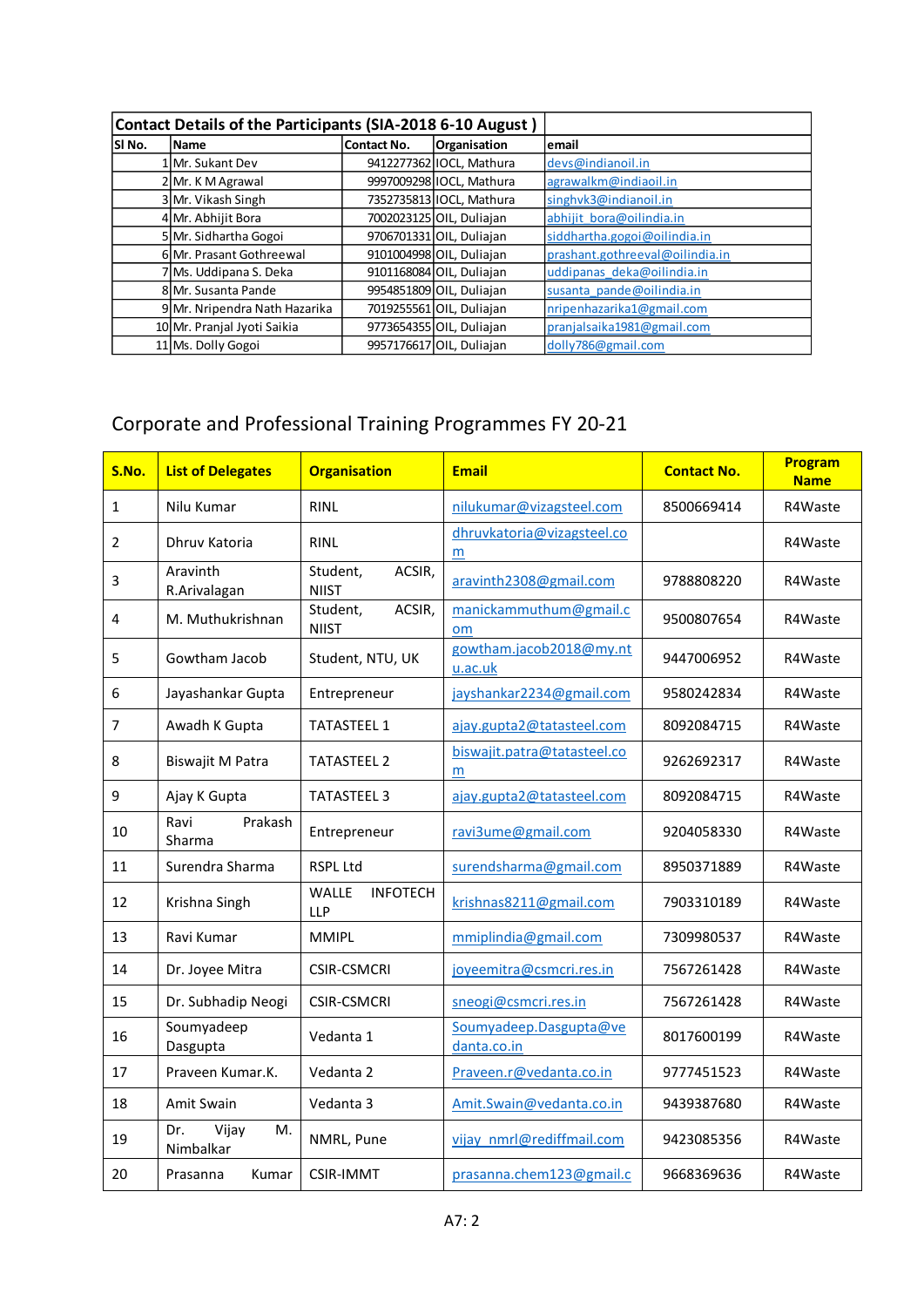| Contact Details of the Participants (SIA-2018 6-10 August ) | | | | |
|---|---|---|---|---|
| Sl No. | Name | Contact No. | Organisation | email |
| 1 | Mr. Sukant Dev | 9412277362 | IOCL, Mathura | devs@indianoil.in |
| 2 | Mr. K M Agrawal | 9997009298 | IOCL, Mathura | agrawalkm@indiaoil.in |
| 3 | Mr. Vikash Singh | 7352735813 | IOCL, Mathura | singhvk3@indianoil.in |
| 4 | Mr. Abhijit Bora | 7002023125 | OIL, Duliajan | abhijit_bora@oilindia.in |
| 5 | Mr. Sidhartha Gogoi | 9706701331 | OIL, Duliajan | siddhartha.gogoi@oilindia.in |
| 6 | Mr. Prasant Gothreewal | 9101004998 | OIL, Duliajan | prashant.gothreeval@oilindia.in |
| 7 | Ms. Uddipana S. Deka | 9101168084 | OIL, Duliajan | uddipanas_deka@oilindia.in |
| 8 | Mr. Susanta Pande | 9954851809 | OIL, Duliajan | susanta_pande@oilindia.in |
| 9 | Mr. Nripendra Nath Hazarika | 7019255561 | OIL, Duliajan | nripenhazarika1@gmail.com |
| 10 | Mr. Pranjal Jyoti Saikia | 9773654355 | OIL, Duliajan | pranjalsaika1981@gmail.com |
| 11 | Ms. Dolly Gogoi | 9957176617 | OIL, Duliajan | dolly786@gmail.com |

## Corporate and Professional Training Programmes FY 20-21

| S.No. | List of Delegates | Organisation | Email | Contact No. | Program Name |
|---|---|---|---|---|---|
| 1 | Nilu Kumar | RINL | nilukumar@vizagsteel.com | 8500669414 | R4Waste |
| 2 | Dhruv Katoria | RINL | dhruvkatoria@vizagsteel.com | | R4Waste |
| 3 | Aravinth R.Arivalagan | Student, ACSIR, NIIST | aravinth2308@gmail.com | 9788808220 | R4Waste |
| 4 | M. Muthukrishnan | Student, ACSIR, NIIST | manickammuthum@gmail.com | 9500807654 | R4Waste |
| 5 | Gowtham Jacob | Student, NTU, UK | gowtham.jacob2018@my.ntu.ac.uk | 9447006952 | R4Waste |
| 6 | Jayashankar Gupta | Entrepreneur | jayshankar2234@gmail.com | 9580242834 | R4Waste |
| 7 | Awadh K Gupta | TATASTEEL 1 | ajay.gupta2@tatasteel.com | 8092084715 | R4Waste |
| 8 | Biswajit M Patra | TATASTEEL 2 | biswajit.patra@tatasteel.com | 9262692317 | R4Waste |
| 9 | Ajay K Gupta | TATASTEEL 3 | ajay.gupta2@tatasteel.com | 8092084715 | R4Waste |
| 10 | Ravi Prakash Sharma | Entrepreneur | ravi3ume@gmail.com | 9204058330 | R4Waste |
| 11 | Surendra Sharma | RSPL Ltd | surendsharma@gmail.com | 8950371889 | R4Waste |
| 12 | Krishna Singh | WALLE INFOTECH LLP | krishnas8211@gmail.com | 7903310189 | R4Waste |
| 13 | Ravi Kumar | MMIPL | mmiplindia@gmail.com | 7309980537 | R4Waste |
| 14 | Dr. Joyee Mitra | CSIR-CSMCRI | joyeemitra@csmcri.res.in | 7567261428 | R4Waste |
| 15 | Dr. Subhadip Neogi | CSIR-CSMCRI | sneogi@csmcri.res.in | 7567261428 | R4Waste |
| 16 | Soumyadeep Dasgupta | Vedanta 1 | Soumyadeep.Dasgupta@vedanta.co.in | 8017600199 | R4Waste |
| 17 | Praveen Kumar.K. | Vedanta 2 | Praveen.r@vedanta.co.in | 9777451523 | R4Waste |
| 18 | Amit Swain | Vedanta 3 | Amit.Swain@vedanta.co.in | 9439387680 | R4Waste |
| 19 | Dr. Vijay M. Nimbalkar | NMRL, Pune | vijay_nmrl@rediffmail.com | 9423085356 | R4Waste |
| 20 | Prasanna Kumar | CSIR-IMMT | prasanna.chem123@gmail.c | 9668369636 | R4Waste |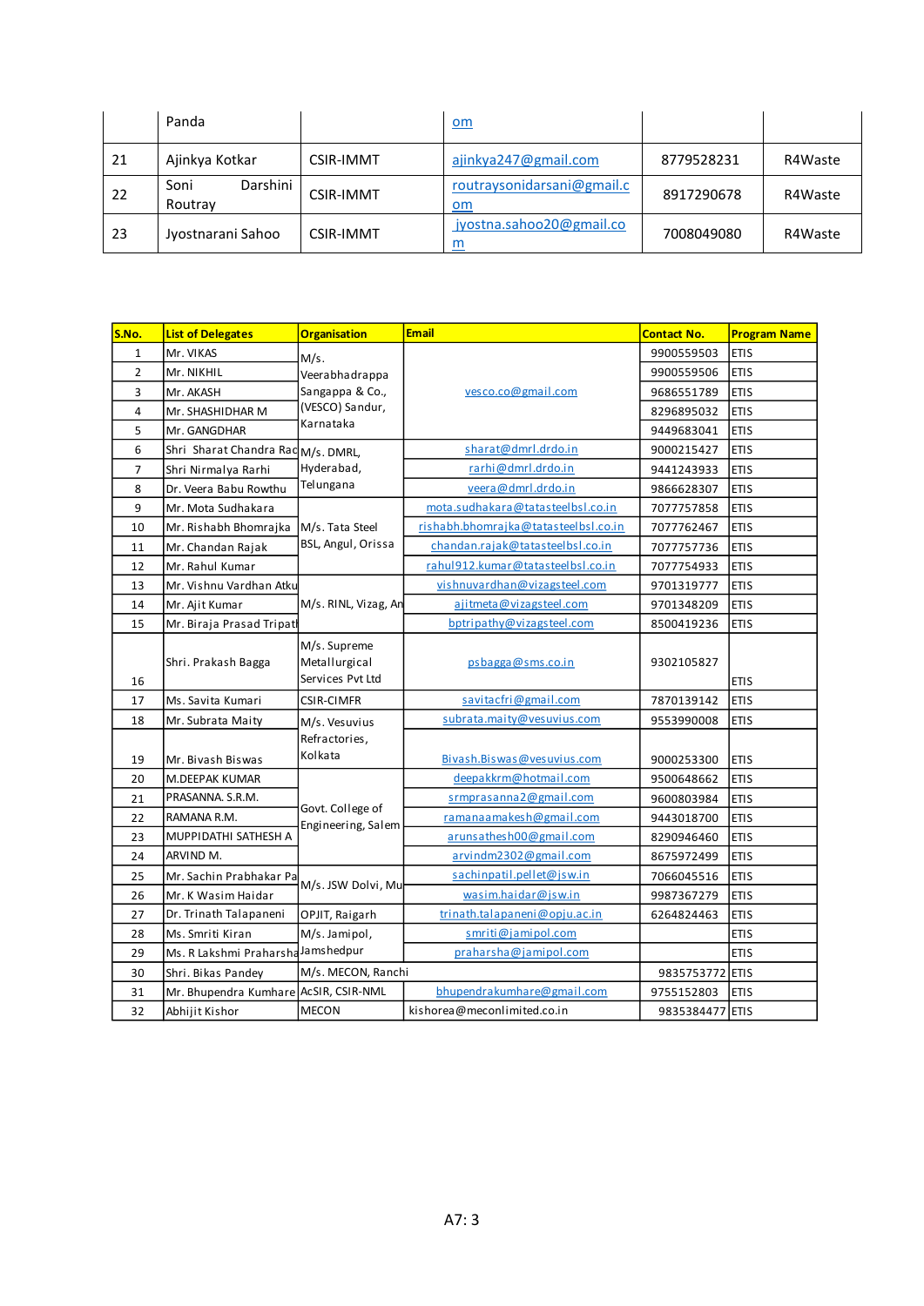| | | | | | |
|---|---|---|---|---|---|
| | Panda | | om | | |
| 21 | Ajinkya Kotkar | CSIR-IMMT | ajinkya247@gmail.com | 8779528231 | R4Waste |
| 22 | Soni Darshini Routray | CSIR-IMMT | routraysonidarsani@gmail.com | 8917290678 | R4Waste |
| 23 | Jyostnarani Sahoo | CSIR-IMMT | jyostna.sahoo20@gmail.com | 7008049080 | R4Waste |

| S.No. | List of Delegates | Organisation | Email | Contact No. | Program Name |
|---|---|---|---|---|---|
| 1 | Mr. VIKAS | M/s. Veerabhadrappa Sangappa & Co., (VESCO) Sandur, Karnataka | vesco.co@gmail.com | 9900559503 | ETIS |
| 2 | Mr. NIKHIL | | | 9900559506 | ETIS |
| 3 | Mr. AKASH | | | 9686551789 | ETIS |
| 4 | Mr. SHASHIDHAR M | | | 8296895032 | ETIS |
| 5 | Mr. GANGDHAR | | | 9449683041 | ETIS |
| 6 | Shri Sharat Chandra Rad | M/s. DMRL, Hyderabad, Telungana | sharat@dmrl.drdo.in | 9000215427 | ETIS |
| 7 | Shri Nirmalya Rarhi | | rarhi@dmrl.drdo.in | 9441243933 | ETIS |
| 8 | Dr. Veera Babu Rowthu | | veera@dmrl.drdo.in | 9866628307 | ETIS |
| 9 | Mr. Mota Sudhakara | M/s. Tata Steel BSL, Angul, Orissa | mota.sudhakara@tatasteelbsl.co.in | 7077757858 | ETIS |
| 10 | Mr. Rishabh Bhomrajka | | rishabh.bhomrajka@tatasteelbsl.co.in | 7077762467 | ETIS |
| 11 | Mr. Chandan Rajak | | chandan.rajak@tatasteelbsl.co.in | 7077757736 | ETIS |
| 12 | Mr. Rahul Kumar | | rahul912.kumar@tatasteelbsl.co.in | 7077754933 | ETIS |
| 13 | Mr. Vishnu Vardhan Atku | M/s. RINL, Vizag, An | vishnuvardhan@vizagsteel.com | 9701319777 | ETIS |
| 14 | Mr. Ajit Kumar | | ajitmeta@vizagsteel.com | 9701348209 | ETIS |
| 15 | Mr. Biraja Prasad Tripat | | bptripathy@vizagsteel.com | 8500419236 | ETIS |
| 16 | Shri. Prakash Bagga | M/s. Supreme Metallurgical Services Pvt Ltd | psbagga@sms.co.in | 9302105827 | ETIS |
| 17 | Ms. Savita Kumari | CSIR-CIMFR | savitacfri@gmail.com | 7870139142 | ETIS |
| 18 | Mr. Subrata Maity | M/s. Vesuvius Refractories, Kolkata | subrata.maity@vesuvius.com | 9553990008 | ETIS |
| 19 | Mr. Bivash Biswas | | Bivash.Biswas@vesuvius.com | 9000253300 | ETIS |
| 20 | M.DEEPAK KUMAR | Govt. College of Engineering, Salem | deepakkrm@hotmail.com | 9500648662 | ETIS |
| 21 | PRASANNA. S.R.M. | | srmprasanna2@gmail.com | 9600803984 | ETIS |
| 22 | RAMANA R.M. | | ramanaamakesh@gmail.com | 9443018700 | ETIS |
| 23 | MUPPIDATHI SATHESH A | | arunsathesh00@gmail.com | 8290946460 | ETIS |
| 24 | ARVIND M. | | arvindm2302@gmail.com | 8675972499 | ETIS |
| 25 | Mr. Sachin Prabhakar Pa | M/s. JSW Dolvi, Mu | sachinpatil.pellet@jsw.in | 7066045516 | ETIS |
| 26 | Mr. K Wasim Haidar | | wasim.haidar@jsw.in | 9987367279 | ETIS |
| 27 | Dr. Trinath Talapaneni | OPJIT, Raigarh | trinath.talapaneni@opju.ac.in | 6264824463 | ETIS |
| 28 | Ms. Smriti Kiran | M/s. Jamipol, Jamshedpur | smriti@jamipol.com | | ETIS |
| 29 | Ms. R Lakshmi Prahrarsha | | praharsha@jamipol.com | | ETIS |
| 30 | Shri. Bikas Pandey | M/s. MECON, Ranchi | | 9835753772 | ETIS |
| 31 | Mr. Bhupendra Kumhare | AcSIR, CSIR-NML | bhupendrakumhare@gmail.com | 9755152803 | ETIS |
| 32 | Abhijit Kishor | MECON | kishorea@meconlimited.co.in | 9835384477 | ETIS |

A7: 3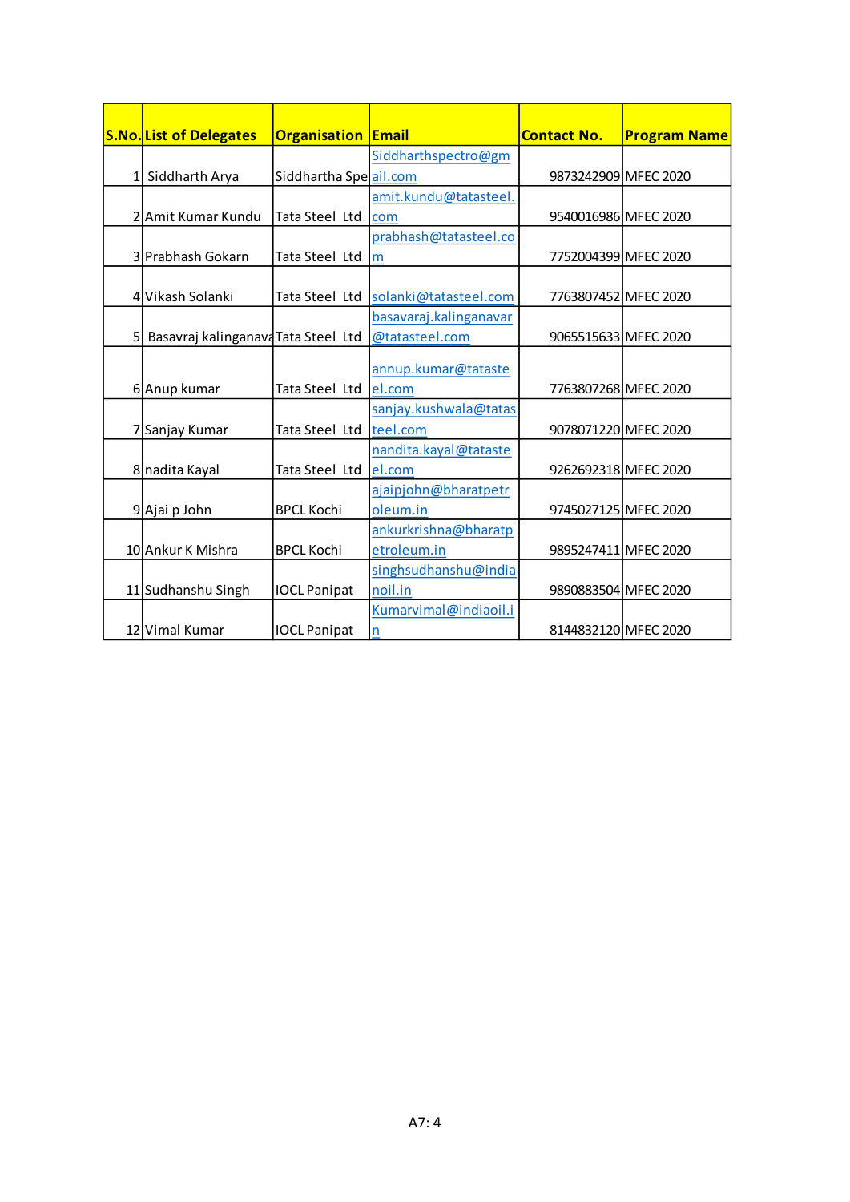| S.No. | List of Delegates | Organisation | Email | Contact No. | Program Name |
|---|---|---|---|---|---|
| 1 | Siddharth Arya | Siddhartha Spe | Siddharthspectro@gmail.com | 9873242909 | MFEC 2020 |
| 2 | Amit Kumar Kundu | Tata Steel Ltd | amit.kundu@tatasteel.com | 9540016986 | MFEC 2020 |
| 3 | Prabhash Gokarn | Tata Steel Ltd | prabhash@tatasteel.com | 7752004399 | MFEC 2020 |
| 4 | Vikash Solanki | Tata Steel Ltd | solanki@tatasteel.com | 7763807452 | MFEC 2020 |
| 5 | Basavraj kalinganava | Tata Steel Ltd | basavaraj.kalinganavar@tatasteel.com | 9065515633 | MFEC 2020 |
| 6 | Anup kumar | Tata Steel Ltd | annup.kumar@tatasteel.com | 7763807268 | MFEC 2020 |
| 7 | Sanjay Kumar | Tata Steel Ltd | sanjay.kushwala@tatasteel.com | 9078071220 | MFEC 2020 |
| 8 | nadita Kayal | Tata Steel Ltd | nandita.kayal@tatasteel.com | 9262692318 | MFEC 2020 |
| 9 | Ajai p John | BPCL Kochi | ajaipjohn@bharatpetroleum.in | 9745027125 | MFEC 2020 |
| 10 | Ankur K Mishra | BPCL Kochi | ankurkrishna@bharatpetroleum.in | 9895247411 | MFEC 2020 |
| 11 | Sudhanshu Singh | IOCL Panipat | singhsudhanshu@indianoil.in | 9890883504 | MFEC 2020 |
| 12 | Vimal Kumar | IOCL Panipat | Kumarvimal@indiaoil.in | 8144832120 | MFEC 2020 |

A7: 4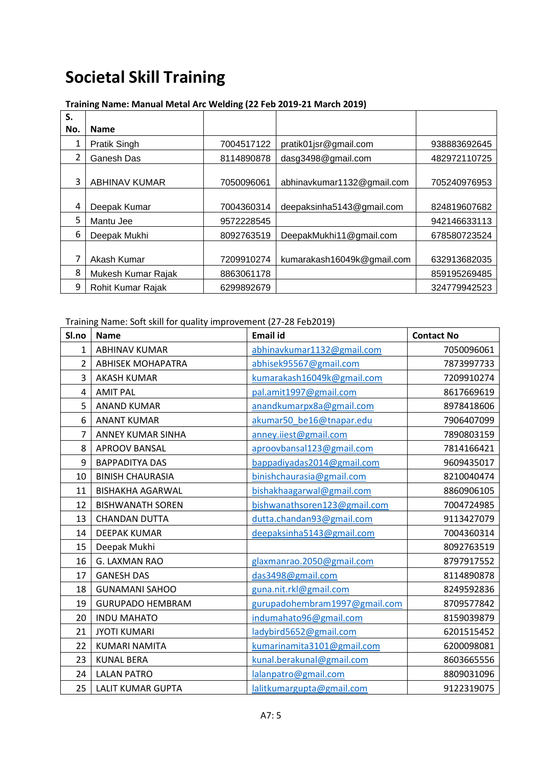# Societal Skill Training

**Training Name: Manual Metal Arc Welding (22 Feb 2019-21 March 2019)**

| S. No. | Name | | | |
|---|---|---|---|---|
| 1 | Pratik Singh | 7004517122 | pratik01jsr@gmail.com | 938883692645 |
| 2 | Ganesh Das | 8114890878 | dasg3498@gmail.com | 482972110725 |
| 3 | ABHINAV KUMAR | 7050096061 | abhinavkumar1132@gmail.com | 705240976953 |
| 4 | Deepak Kumar | 7004360314 | deepaksinha5143@gmail.com | 824819607682 |
| 5 | Mantu Jee | 9572228545 | | 942146633113 |
| 6 | Deepak Mukhi | 8092763519 | DeepakMukhi11@gmail.com | 678580723524 |
| 7 | Akash Kumar | 7209910274 | kumarakash16049k@gmail.com | 632913682035 |
| 8 | Mukesh Kumar Rajak | 8863061178 | | 859195269485 |
| 9 | Rohit Kumar Rajak | 6299892679 | | 324779942523 |

Training Name: Soft skill for quality improvement (27-28 Feb2019)

| Sl.no | Name | Email id | Contact No |
|---|---|---|---|
| 1 | ABHINAV KUMAR | abhinavkumar1132@gmail.com | 7050096061 |
| 2 | ABHISEK MOHAPATRA | abhisek95567@gmail.com | 7873997733 |
| 3 | AKASH KUMAR | kumarakash16049k@gmail.com | 7209910274 |
| 4 | AMIT PAL | pal.amit1997@gmail.com | 8617669619 |
| 5 | ANAND KUMAR | anandkumarpx8a@gmail.com | 8978418606 |
| 6 | ANANT KUMAR | akumar50_be16@tnapar.edu | 7906407099 |
| 7 | ANNEY KUMAR SINHA | anney.iiest@gmail.com | 7890803159 |
| 8 | APROOV BANSAL | aproovbansal123@gmail.com | 7814166421 |
| 9 | BAPPADITYA DAS | bappadiyadas2014@gmail.com | 9609435017 |
| 10 | BINISH CHAURASIA | binishchaurasia@gmail.com | 8210040474 |
| 11 | BISHAKHA AGARWAL | bishakhaagarwal@gmail.com | 8860906105 |
| 12 | BISHWANATH SOREN | bishwanathsoren123@gmail.com | 7004724985 |
| 13 | CHANDAN DUTTA | dutta.chandan93@gmail.com | 9113427079 |
| 14 | DEEPAK KUMAR | deepaksinha5143@gmail.com | 7004360314 |
| 15 | Deepak Mukhi | | 8092763519 |
| 16 | G. LAXMAN RAO | glaxmanrao.2050@gmail.com | 8797917552 |
| 17 | GANESH DAS | das3498@gmail.com | 8114890878 |
| 18 | GUNAMANI SAHOO | guna.nit.rkl@gmail.com | 8249592836 |
| 19 | GURUPADO HEMBRAM | gurupadohembram1997@gmail.com | 8709577842 |
| 20 | INDU MAHATO | indumahato96@gmail.com | 8159039879 |
| 21 | JYOTI KUMARI | ladybird5652@gmail.com | 6201515452 |
| 22 | KUMARI NAMITA | kumarinamita3101@gmail.com | 6200098081 |
| 23 | KUNAL BERA | kunal.berakunal@gmail.com | 8603665556 |
| 24 | LALAN PATRO | lalanpatro@gmail.com | 8809031096 |
| 25 | LALIT KUMAR GUPTA | lalitkumargupta@gmail.com | 9122319075 |

A7: 5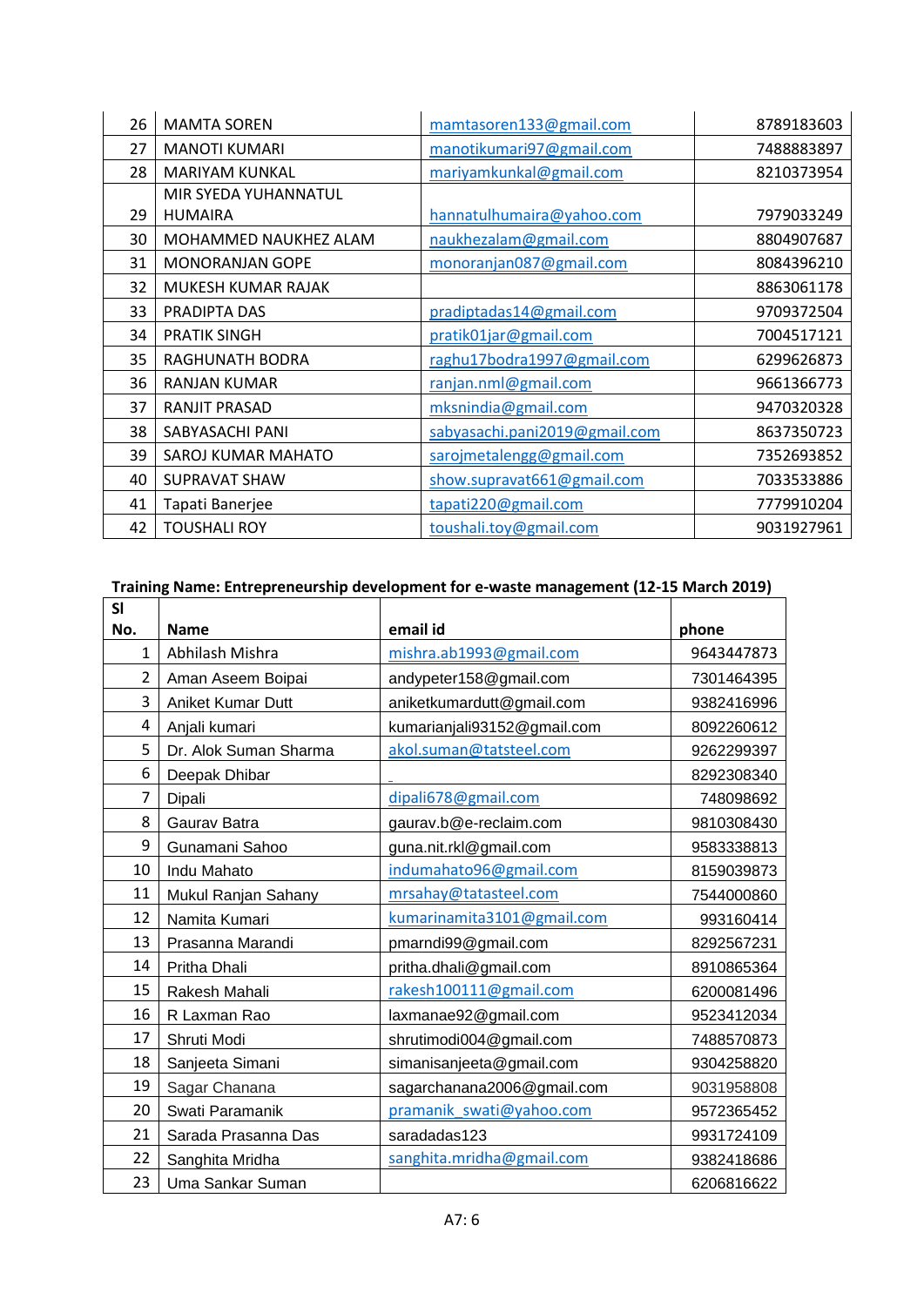| | | | |
|---|---|---|---|
| 26 | MAMTA SOREN | mamtasoren133@gmail.com | 8789183603 |
| 27 | MANOTI KUMARI | manotikumari97@gmail.com | 7488883897 |
| 28 | MARIYAM KUNKAL | mariyamkunkal@gmail.com | 8210373954 |
| 29 | MIR SYEDA YUHANNATUL HUMAIRA | hannatulhumaira@yahoo.com | 7979033249 |
| 30 | MOHAMMED NAUKHEZ ALAM | naukhezalam@gmail.com | 8804907687 |
| 31 | MONORANJAN GOPE | monoranjan087@gmail.com | 8084396210 |
| 32 | MUKESH KUMAR RAJAK | | 8863061178 |
| 33 | PRADIPTA DAS | pradiptadas14@gmail.com | 9709372504 |
| 34 | PRATIK SINGH | pratik01jar@gmail.com | 7004517121 |
| 35 | RAGHUNATH BODRA | raghu17bodra1997@gmail.com | 6299626873 |
| 36 | RANJAN KUMAR | ranjan.nml@gmail.com | 9661366773 |
| 37 | RANJIT PRASAD | mksnindia@gmail.com | 9470320328 |
| 38 | SABYASACHI PANI | sabyasachi.pani2019@gmail.com | 8637350723 |
| 39 | SAROJ KUMAR MAHATO | sarojmetalengg@gmail.com | 7352693852 |
| 40 | SUPRAVAT SHAW | show.supravat661@gmail.com | 7033533886 |
| 41 | Tapati Banerjee | tapati220@gmail.com | 7779910204 |
| 42 | TOUSHALI ROY | toushali.toy@gmail.com | 9031927961 |

**Training Name: Entrepreneurship development for e-waste management (12-15 March 2019)**

| Sl No. | Name | email id | phone |
|---|---|---|---|
| 1 | Abhilash Mishra | mishra.ab1993@gmail.com | 9643447873 |
| 2 | Aman Aseem Boipai | andypeter158@gmail.com | 7301464395 |
| 3 | Aniket Kumar Dutt | aniketkumardutt@gmail.com | 9382416996 |
| 4 | Anjali kumari | kumarianjali93152@gmail.com | 8092260612 |
| 5 | Dr. Alok Suman Sharma | akol.suman@tatsteel.com | 9262299397 |
| 6 | Deepak Dhibar | _ | 8292308340 |
| 7 | Dipali | dipali678@gmail.com | 748098692 |
| 8 | Gaurav Batra | gaurav.b@e-reclaim.com | 9810308430 |
| 9 | Gunamani Sahoo | guna.nit.rkl@gmail.com | 9583338813 |
| 10 | Indu Mahato | indumahato96@gmail.com | 8159039873 |
| 11 | Mukul Ranjan Sahany | mrsahay@tatasteel.com | 7544000860 |
| 12 | Namita Kumari | kumarinamita3101@gmail.com | 993160414 |
| 13 | Prasanna Marandi | pmarndi99@gmail.com | 8292567231 |
| 14 | Pritha Dhali | pritha.dhali@gmail.com | 8910865364 |
| 15 | Rakesh Mahali | rakesh100111@gmail.com | 6200081496 |
| 16 | R Laxman Rao | laxmanae92@gmail.com | 9523412034 |
| 17 | Shruti Modi | shrutimodi004@gmail.com | 7488570873 |
| 18 | Sanjeeta Simani | simanisanjeeta@gmail.com | 9304258820 |
| 19 | Sagar Chanana | sagarchanana2006@gmail.com | 9031958808 |
| 20 | Swati Paramanik | pramanik_swati@yahoo.com | 9572365452 |
| 21 | Sarada Prasanna Das | saradadas123 | 9931724109 |
| 22 | Sanghita Mridha | sanghita.mridha@gmail.com | 9382418686 |
| 23 | Uma Sankar Suman | | 6206816622 |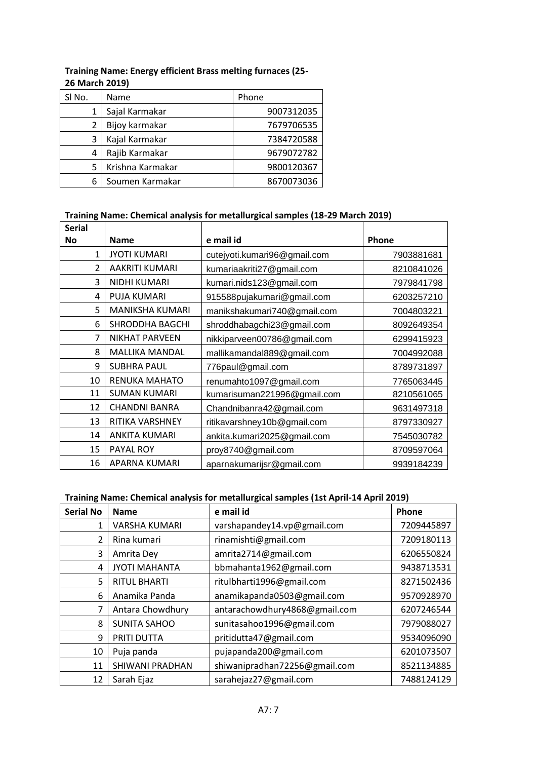**Training Name: Energy efficient Brass melting furnaces (25-26 March 2019)**

| Sl No. | Name | Phone |
|---|---|---|
| 1 | Sajal Karmakar | 9007312035 |
| 2 | Bijoy karmakar | 7679706535 |
| 3 | Kajal Karmakar | 7384720588 |
| 4 | Rajib Karmakar | 9679072782 |
| 5 | Krishna Karmakar | 9800120367 |
| 6 | Soumen Karmakar | 8670073036 |

**Training Name: Chemical analysis for metallurgical samples (18-29 March 2019)**

| Serial No | Name | e mail id | Phone |
|---|---|---|---|
| 1 | JYOTI KUMARI | cutejyoti.kumari96@gmail.com | 7903881681 |
| 2 | AAKRITI KUMARI | kumariaakriti27@gmail.com | 8210841026 |
| 3 | NIDHI KUMARI | kumari.nids123@gmail.com | 7979841798 |
| 4 | PUJA KUMARI | 915588pujakumari@gmail.com | 6203257210 |
| 5 | MANIKSHA KUMARI | manikshakumari740@gmail.com | 7004803221 |
| 6 | SHRODDHA BAGCHI | shroddhabagchi23@gmail.com | 8092649354 |
| 7 | NIKHAT PARVEEN | nikkiparveen00786@gmail.com | 6299415923 |
| 8 | MALLIKA MANDAL | mallikamandal889@gmail.com | 7004992088 |
| 9 | SUBHRA PAUL | 776paul@gmail.com | 8789731897 |
| 10 | RENUKA MAHATO | renumahto1097@gmail.com | 7765063445 |
| 11 | SUMAN KUMARI | kumarisuman221996@gmail.com | 8210561065 |
| 12 | CHANDNI BANRA | Chandnibanra42@gmail.com | 9631497318 |
| 13 | RITIKA VARSHNEY | ritikavarshney10b@gmail.com | 8797330927 |
| 14 | ANKITA KUMARI | ankita.kumari2025@gmail.com | 7545030782 |
| 15 | PAYAL ROY | proy8740@gmail.com | 8709597064 |
| 16 | APARNA KUMARI | aparnakumarijsr@gmail.com | 9939184239 |

**Training Name: Chemical analysis for metallurgical samples (1st April-14 April 2019)**

| Serial No | Name | e mail id | Phone |
|---|---|---|---|
| 1 | VARSHA KUMARI | varshapandey14.vp@gmail.com | 7209445897 |
| 2 | Rina kumari | rinamishti@gmail.com | 7209180113 |
| 3 | Amrita Dey | amrita2714@gmail.com | 6206550824 |
| 4 | JYOTI MAHANTA | bbmahanta1962@gmail.com | 9438713531 |
| 5 | RITUL BHARTI | ritulbharti1996@gmail.com | 8271502436 |
| 6 | Anamika Panda | anamikapanda0503@gmail.com | 9570928970 |
| 7 | Antara Chowdhury | antarachowdhury4868@gmail.com | 6207246544 |
| 8 | SUNITA SAHOO | sunitasahoo1996@gmail.com | 7979088027 |
| 9 | PRITI DUTTA | pritidutta47@gmail.com | 9534096090 |
| 10 | Puja panda | pujapanda200@gmail.com | 6201073507 |
| 11 | SHIWANI PRADHAN | shiwanipradhan72256@gmail.com | 8521134885 |
| 12 | Sarah Ejaz | sarahejaz27@gmail.com | 7488124129 |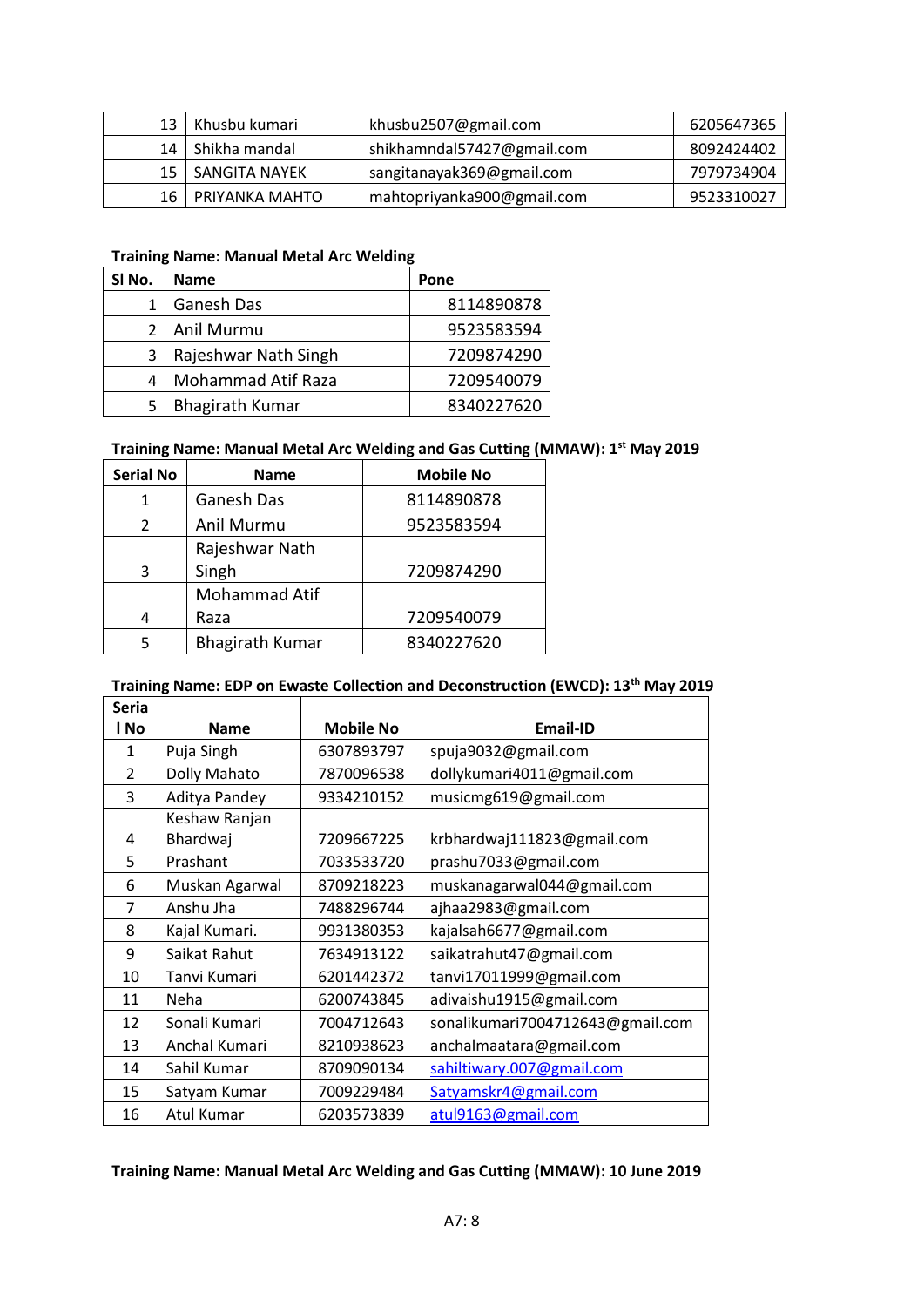| | | | |
|---|---|---|---|
| 13 | Khusbu kumari | khusbu2507@gmail.com | 6205647365 |
| 14 | Shikha mandal | shikhamndal57427@gmail.com | 8092424402 |
| 15 | SANGITA NAYEK | sangitanayak369@gmail.com | 7979734904 |
| 16 | PRIYANKA MAHTO | mahtopriyanka900@gmail.com | 9523310027 |

**Training Name: Manual Metal Arc Welding**

| Sl No. | Name | Pone |
|---|---|---|
| 1 | Ganesh Das | 8114890878 |
| 2 | Anil Murmu | 9523583594 |
| 3 | Rajeshwar Nath Singh | 7209874290 |
| 4 | Mohammad Atif Raza | 7209540079 |
| 5 | Bhagirath Kumar | 8340227620 |

**Training Name: Manual Metal Arc Welding and Gas Cutting (MMAW): 1st May 2019**

| Serial No | Name | Mobile No |
|---|---|---|
| 1 | Ganesh Das | 8114890878 |
| 2 | Anil Murmu | 9523583594 |
| 3 | Rajeshwar Nath Singh | 7209874290 |
| 4 | Mohammad Atif Raza | 7209540079 |
| 5 | Bhagirath Kumar | 8340227620 |

**Training Name: EDP on Ewaste Collection and Deconstruction (EWCD): 13th May 2019**

| Serial No | Name | Mobile No | Email-ID |
|---|---|---|---|
| 1 | Puja Singh | 6307893797 | spuja9032@gmail.com |
| 2 | Dolly Mahato | 7870096538 | dollykumari4011@gmail.com |
| 3 | Aditya Pandey | 9334210152 | musicmg619@gmail.com |
| 4 | Keshaw Ranjan Bhardwaj | 7209667225 | krbhardwaj111823@gmail.com |
| 5 | Prashant | 7033533720 | prashu7033@gmail.com |
| 6 | Muskan Agarwal | 8709218223 | muskanagarwal044@gmail.com |
| 7 | Anshu Jha | 7488296744 | ajhaa2983@gmail.com |
| 8 | Kajal Kumari. | 9931380353 | kajalsah6677@gmail.com |
| 9 | Saikat Rahut | 7634913122 | saikatrahut47@gmail.com |
| 10 | Tanvi Kumari | 6201442372 | tanvi17011999@gmail.com |
| 11 | Neha | 6200743845 | adivaishu1915@gmail.com |
| 12 | Sonali Kumari | 7004712643 | sonalikumari7004712643@gmail.com |
| 13 | Anchal Kumari | 8210938623 | anchalmaatara@gmail.com |
| 14 | Sahil Kumar | 8709090134 | sahiltiwary.007@gmail.com |
| 15 | Satyam Kumar | 7009229484 | Satyamskr4@gmail.com |
| 16 | Atul Kumar | 6203573839 | atul9163@gmail.com |

**Training Name: Manual Metal Arc Welding and Gas Cutting (MMAW): 10 June 2019**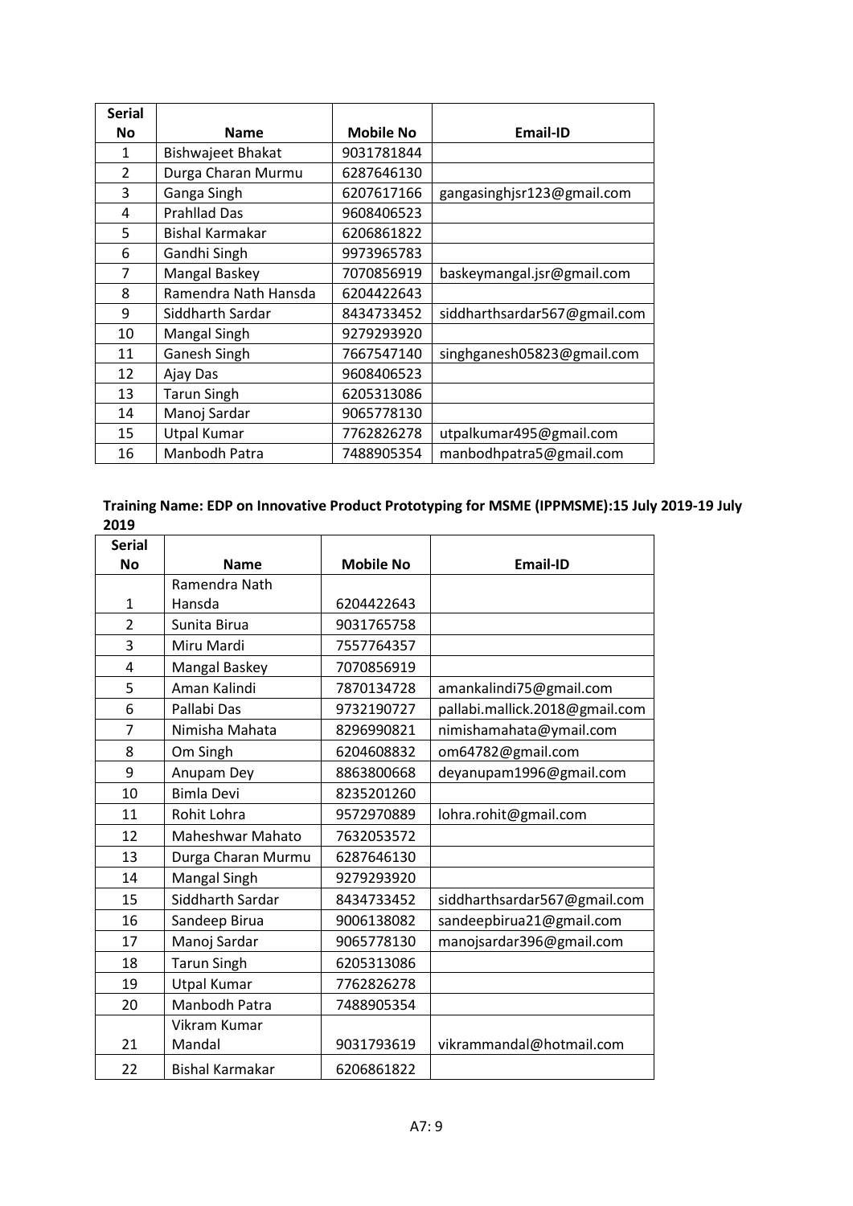| Serial No | Name | Mobile No | Email-ID |
|---|---|---|---|
| 1 | Bishwajeet Bhakat | 9031781844 | |
| 2 | Durga Charan Murmu | 6287646130 | |
| 3 | Ganga Singh | 6207617166 | gangasinghjsr123@gmail.com |
| 4 | Prahllad Das | 9608406523 | |
| 5 | Bishal Karmakar | 6206861822 | |
| 6 | Gandhi Singh | 9973965783 | |
| 7 | Mangal Baskey | 7070856919 | baskeymangal.jsr@gmail.com |
| 8 | Ramendra Nath Hansda | 6204422643 | |
| 9 | Siddharth Sardar | 8434733452 | siddharthsardar567@gmail.com |
| 10 | Mangal Singh | 9279293920 | |
| 11 | Ganesh Singh | 7667547140 | singhganesh05823@gmail.com |
| 12 | Ajay Das | 9608406523 | |
| 13 | Tarun Singh | 6205313086 | |
| 14 | Manoj Sardar | 9065778130 | |
| 15 | Utpal Kumar | 7762826278 | utpalkumar495@gmail.com |
| 16 | Manbodh Patra | 7488905354 | manbodhpatra5@gmail.com |

**Training Name: EDP on Innovative Product Prototyping for MSME (IPPMSME):15 July 2019-19 July 2019**

| Serial No | Name | Mobile No | Email-ID |
|---|---|---|---|
| 1 | Ramendra Nath Hansda | 6204422643 | |
| 2 | Sunita Birua | 9031765758 | |
| 3 | Miru Mardi | 7557764357 | |
| 4 | Mangal Baskey | 7070856919 | |
| 5 | Aman Kalindi | 7870134728 | amankalindi75@gmail.com |
| 6 | Pallabi Das | 9732190727 | pallabi.mallick.2018@gmail.com |
| 7 | Nimisha Mahata | 8296990821 | nimishamahata@ymail.com |
| 8 | Om Singh | 6204608832 | om64782@gmail.com |
| 9 | Anupam Dey | 8863800668 | deyanupam1996@gmail.com |
| 10 | Bimla Devi | 8235201260 | |
| 11 | Rohit Lohra | 9572970889 | lohra.rohit@gmail.com |
| 12 | Maheshwar Mahato | 7632053572 | |
| 13 | Durga Charan Murmu | 6287646130 | |
| 14 | Mangal Singh | 9279293920 | |
| 15 | Siddharth Sardar | 8434733452 | siddharthsardar567@gmail.com |
| 16 | Sandeep Birua | 9006138082 | sandeepbirua21@gmail.com |
| 17 | Manoj Sardar | 9065778130 | manojsardar396@gmail.com |
| 18 | Tarun Singh | 6205313086 | |
| 19 | Utpal Kumar | 7762826278 | |
| 20 | Manbodh Patra | 7488905354 | |
| 21 | Vikram Kumar Mandal | 9031793619 | vikrammandal@hotmail.com |
| 22 | Bishal Karmakar | 6206861822 | |

A7: 9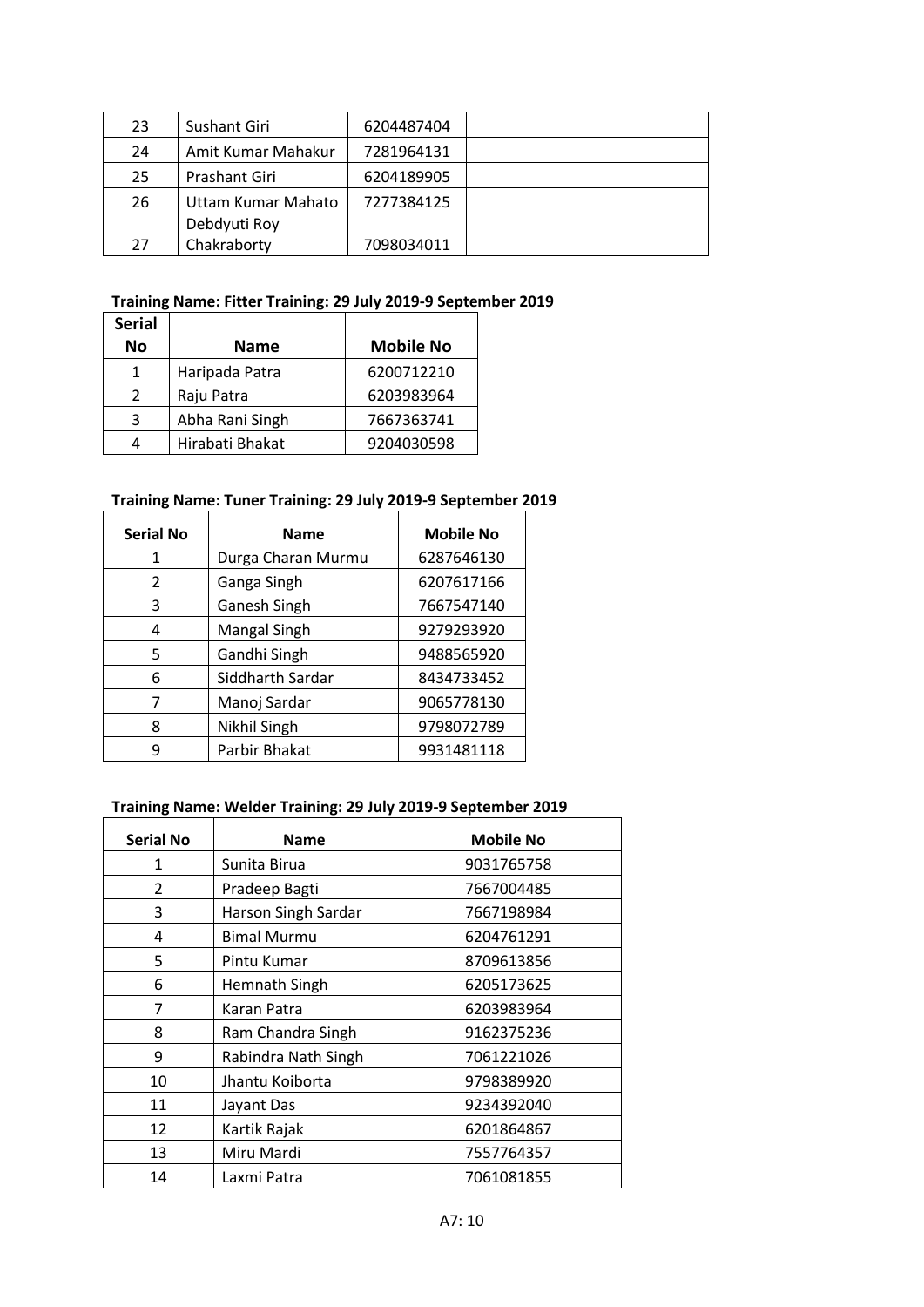| | | | |
|---|---|---|---|
| 23 | Sushant Giri | 6204487404 | |
| 24 | Amit Kumar Mahakur | 7281964131 | |
| 25 | Prashant Giri | 6204189905 | |
| 26 | Uttam Kumar Mahato | 7277384125 | |
| 27 | Debdyuti Roy Chakraborty | 7098034011 | |

**Training Name: Fitter Training: 29 July 2019-9 September 2019**

| Serial No | Name | Mobile No |
|---|---|---|
| 1 | Haripada Patra | 6200712210 |
| 2 | Raju Patra | 6203983964 |
| 3 | Abha Rani Singh | 7667363741 |
| 4 | Hirabati Bhakat | 9204030598 |

**Training Name: Tuner Training: 29 July 2019-9 September 2019**

| Serial No | Name | Mobile No |
|---|---|---|
| 1 | Durga Charan Murmu | 6287646130 |
| 2 | Ganga Singh | 6207617166 |
| 3 | Ganesh Singh | 7667547140 |
| 4 | Mangal Singh | 9279293920 |
| 5 | Gandhi Singh | 9488565920 |
| 6 | Siddharth Sardar | 8434733452 |
| 7 | Manoj Sardar | 9065778130 |
| 8 | Nikhil Singh | 9798072789 |
| 9 | Parbir Bhakat | 9931481118 |

**Training Name: Welder Training: 29 July 2019-9 September 2019**

| Serial No | Name | Mobile No |
|---|---|---|
| 1 | Sunita Birua | 9031765758 |
| 2 | Pradeep Bagti | 7667004485 |
| 3 | Harson Singh Sardar | 7667198984 |
| 4 | Bimal Murmu | 6204761291 |
| 5 | Pintu Kumar | 8709613856 |
| 6 | Hemnath Singh | 6205173625 |
| 7 | Karan Patra | 6203983964 |
| 8 | Ram Chandra Singh | 9162375236 |
| 9 | Rabindra Nath Singh | 7061221026 |
| 10 | Jhantu Koiborta | 9798389920 |
| 11 | Jayant Das | 9234392040 |
| 12 | Kartik Rajak | 6201864867 |
| 13 | Miru Mardi | 7557764357 |
| 14 | Laxmi Patra | 7061081855 |

A7: 10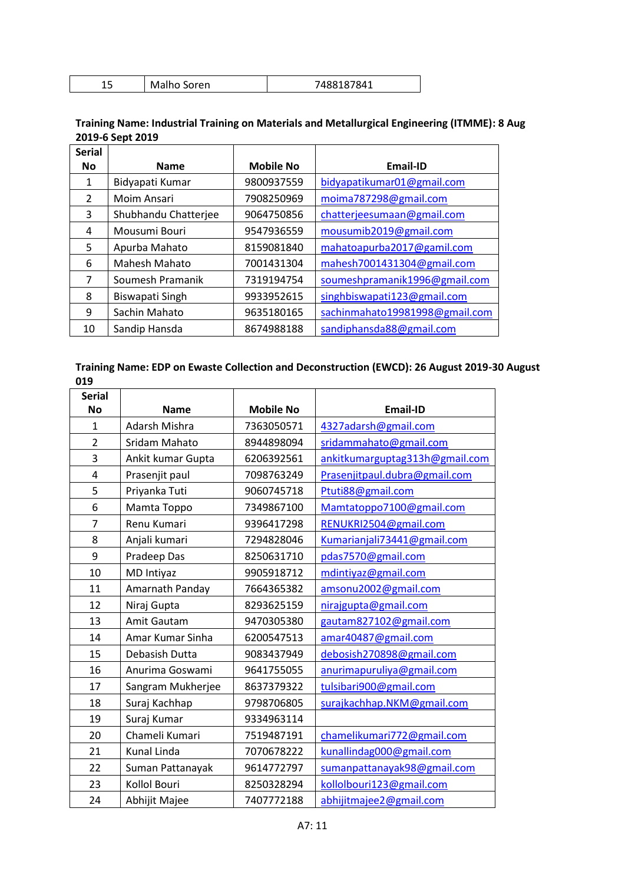| | | |
|---|---|---|
| 15 | Malho Soren | 7488187841 |

**Training Name: Industrial Training on Materials and Metallurgical Engineering (ITMME): 8 Aug 2019-6 Sept 2019**

| Serial No | Name | Mobile No | Email-ID |
|---|---|---|---|
| 1 | Bidyapati Kumar | 9800937559 | bidyapatikumar01@gmail.com |
| 2 | Moim Ansari | 7908250969 | moima787298@gmail.com |
| 3 | Shubhandu Chatterjee | 9064750856 | chatterjeesumaan@gmail.com |
| 4 | Mousumi Bouri | 9547936559 | mousumib2019@gmail.com |
| 5 | Apurba Mahato | 8159081840 | mahatoapurba2017@gamil.com |
| 6 | Mahesh Mahato | 7001431304 | mahesh7001431304@gmail.com |
| 7 | Soumesh Pramanik | 7319194754 | soumeshpramanik1996@gmail.com |
| 8 | Biswapati Singh | 9933952615 | singhbiswapati123@gmail.com |
| 9 | Sachin Mahato | 9635180165 | sachinmahato19981998@gmail.com |
| 10 | Sandip Hansda | 8674988188 | sandiphansda88@gmail.com |

**Training Name: EDP on Ewaste Collection and Deconstruction (EWCD): 26 August 2019-30 August 019**

| Serial No | Name | Mobile No | Email-ID |
|---|---|---|---|
| 1 | Adarsh Mishra | 7363050571 | 4327adarsh@gmail.com |
| 2 | Sridam Mahato | 8944898094 | sridammahato@gmail.com |
| 3 | Ankit kumar Gupta | 6206392561 | ankitkumarguptag313h@gmail.com |
| 4 | Prasenjit paul | 7098763249 | Prasenjitpaul.dubra@gmail.com |
| 5 | Priyanka Tuti | 9060745718 | Ptuti88@gmail.com |
| 6 | Mamta Toppo | 7349867100 | Mamtatoppo7100@gmail.com |
| 7 | Renu Kumari | 9396417298 | RENUKRI2504@gmail.com |
| 8 | Anjali kumari | 7294828046 | Kumarianjali73441@gmail.com |
| 9 | Pradeep Das | 8250631710 | pdas7570@gmail.com |
| 10 | MD Intiyaz | 9905918712 | mdintiyaz@gmail.com |
| 11 | Amarnath Panday | 7664365382 | amsonu2002@gmail.com |
| 12 | Niraj Gupta | 8293625159 | nirajgupta@gmail.com |
| 13 | Amit Gautam | 9470305380 | gautam827102@gmail.com |
| 14 | Amar Kumar Sinha | 6200547513 | amar40487@gmail.com |
| 15 | Debasish Dutta | 9083437949 | debosish270898@gmail.com |
| 16 | Anurima Goswami | 9641755055 | anurimapuruliya@gmail.com |
| 17 | Sangram Mukherjee | 8637379322 | tulsibari900@gmail.com |
| 18 | Suraj Kachhap | 9798706805 | surajkachhap.NKM@gmail.com |
| 19 | Suraj Kumar | 9334963114 | |
| 20 | Chameli Kumari | 7519487191 | chamelikumari772@gmail.com |
| 21 | Kunal Linda | 7070678222 | kunallindag000@gmail.com |
| 22 | Suman Pattanayak | 9614772797 | sumanpattanayak98@gmail.com |
| 23 | Kollol Bouri | 8250328294 | kollolbouri123@gmail.com |
| 24 | Abhijit Majee | 7407772188 | abhijitmajee2@gmail.com |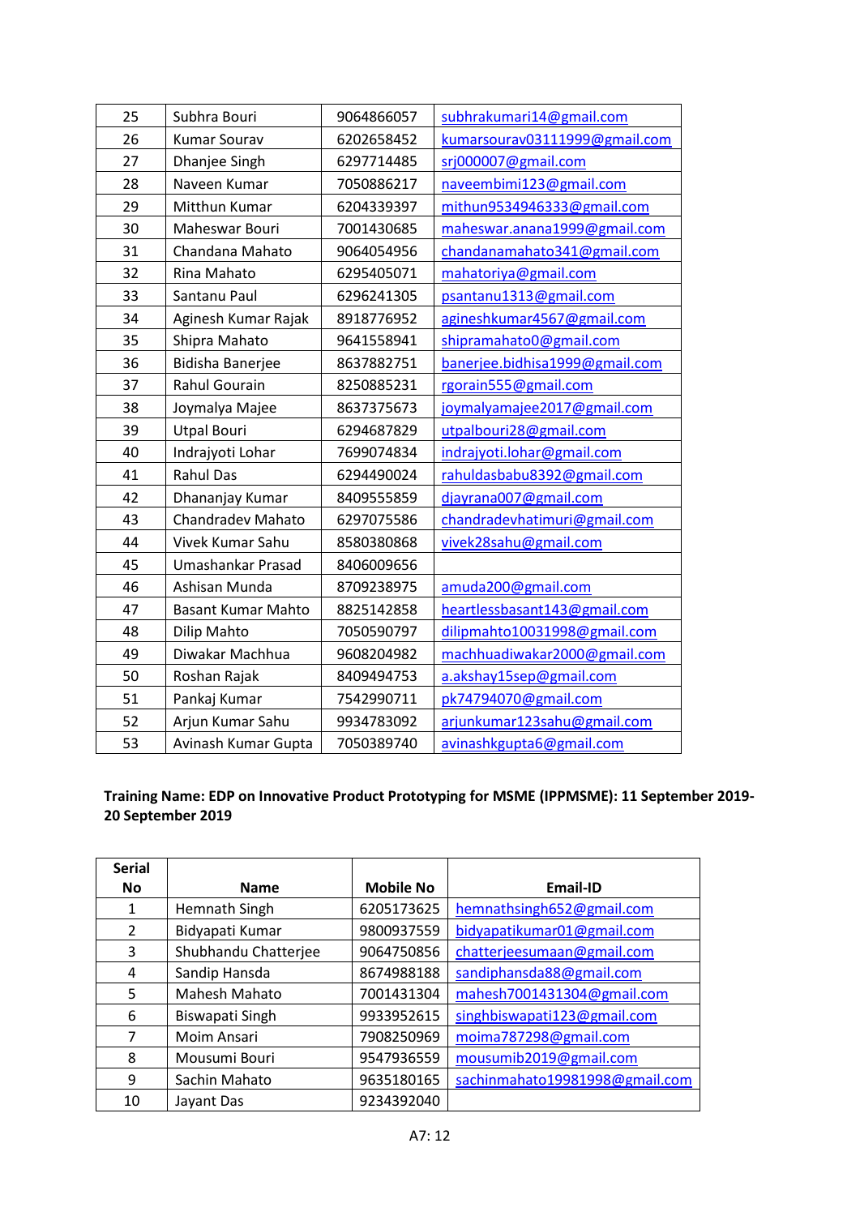| | | | |
|---|---|---|---|
| 25 | Subhra Bouri | 9064866057 | subhrakumari14@gmail.com |
| 26 | Kumar Sourav | 6202658452 | kumarsourav03111999@gmail.com |
| 27 | Dhanjee Singh | 6297714485 | srj000007@gmail.com |
| 28 | Naveen Kumar | 7050886217 | naveembimi123@gmail.com |
| 29 | Mitthun Kumar | 6204339397 | mithun9534946333@gmail.com |
| 30 | Maheswar Bouri | 7001430685 | maheswar.anana1999@gmail.com |
| 31 | Chandana Mahato | 9064054956 | chandanamahato341@gmail.com |
| 32 | Rina Mahato | 6295405071 | mahatoriya@gmail.com |
| 33 | Santanu Paul | 6296241305 | psantanu1313@gmail.com |
| 34 | Aginesh Kumar Rajak | 8918776952 | agineshkumar4567@gmail.com |
| 35 | Shipra Mahato | 9641558941 | shipramahato0@gmail.com |
| 36 | Bidisha Banerjee | 8637882751 | banerjee.bidhisa1999@gmail.com |
| 37 | Rahul Gourain | 8250885231 | rgorain555@gmail.com |
| 38 | Joymalya Majee | 8637375673 | joymalyamajee2017@gmail.com |
| 39 | Utpal Bouri | 6294687829 | utpalbouri28@gmail.com |
| 40 | Indrajyoti Lohar | 7699074834 | indrajyoti.lohar@gmail.com |
| 41 | Rahul Das | 6294490024 | rahuldasbabu8392@gmail.com |
| 42 | Dhananjay Kumar | 8409555859 | djayrana007@gmail.com |
| 43 | Chandradev Mahato | 6297075586 | chandradevhatimuri@gmail.com |
| 44 | Vivek Kumar Sahu | 8580380868 | vivek28sahu@gmail.com |
| 45 | Umashankar Prasad | 8406009656 | |
| 46 | Ashisan Munda | 8709238975 | amuda200@gmail.com |
| 47 | Basant Kumar Mahto | 8825142858 | heartlessbasant143@gmail.com |
| 48 | Dilip Mahto | 7050590797 | dilipmahto10031998@gmail.com |
| 49 | Diwakar Machhua | 9608204982 | machhuadiwakar2000@gmail.com |
| 50 | Roshan Rajak | 8409494753 | a.akshay15sep@gmail.com |
| 51 | Pankaj Kumar | 7542990711 | pk74794070@gmail.com |
| 52 | Arjun Kumar Sahu | 9934783092 | arjunkumar123sahu@gmail.com |
| 53 | Avinash Kumar Gupta | 7050389740 | avinashkgupta6@gmail.com |

**Training Name: EDP on Innovative Product Prototyping for MSME (IPPMSME): 11 September 2019- 20 September 2019**

| Serial No | Name | Mobile No | Email-ID |
|---|---|---|---|
| 1 | Hemnath Singh | 6205173625 | hemnathsingh652@gmail.com |
| 2 | Bidyapati Kumar | 9800937559 | bidyapatikumar01@gmail.com |
| 3 | Shubhandu Chatterjee | 9064750856 | chatterjeesumaan@gmail.com |
| 4 | Sandip Hansda | 8674988188 | sandiphansda88@gmail.com |
| 5 | Mahesh Mahato | 7001431304 | mahesh7001431304@gmail.com |
| 6 | Biswapati Singh | 9933952615 | singhbiswapati123@gmail.com |
| 7 | Moim Ansari | 7908250969 | moima787298@gmail.com |
| 8 | Mousumi Bouri | 9547936559 | mousumib2019@gmail.com |
| 9 | Sachin Mahato | 9635180165 | sachinmahato19981998@gmail.com |
| 10 | Jayant Das | 9234392040 | |

A7: 12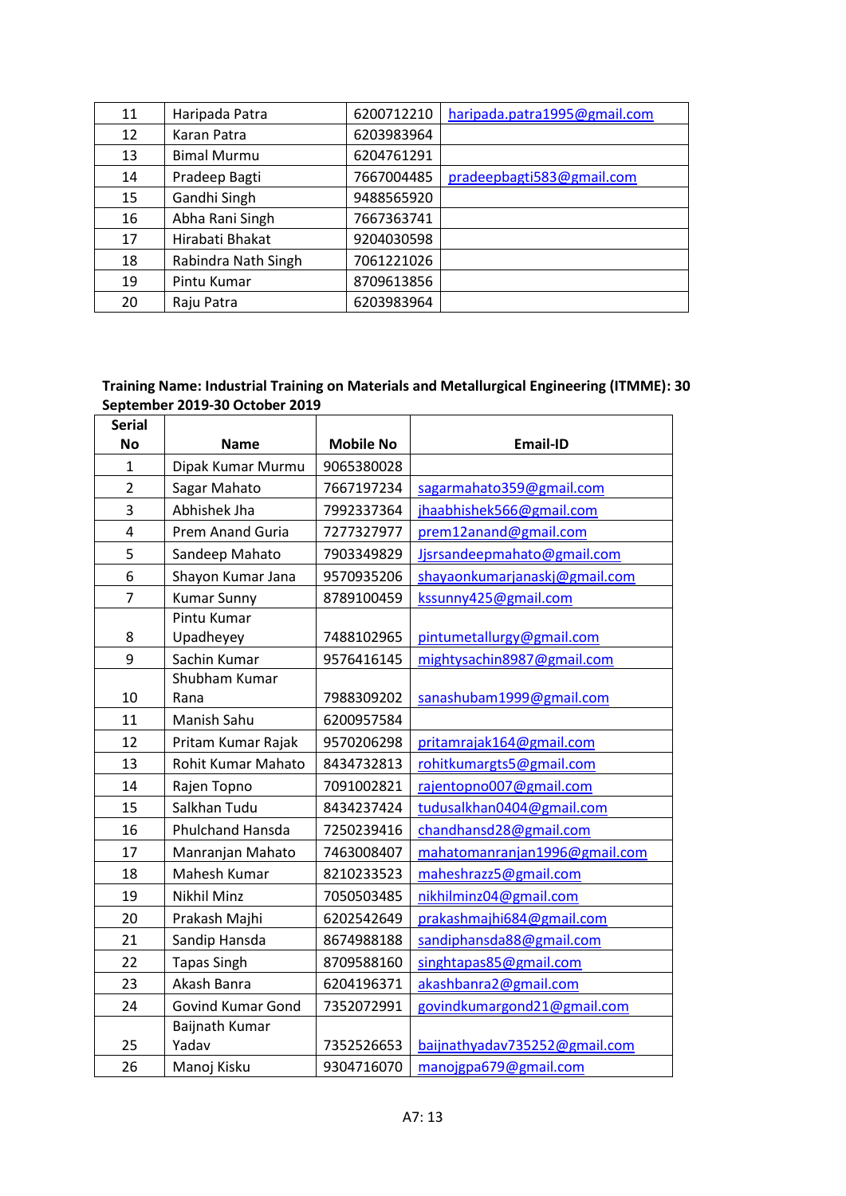| | | | |
|---|---|---|---|
| 11 | Haripada Patra | 6200712210 | haripada.patra1995@gmail.com |
| 12 | Karan Patra | 6203983964 | |
| 13 | Bimal Murmu | 6204761291 | |
| 14 | Pradeep Bagti | 7667004485 | pradeepbagti583@gmail.com |
| 15 | Gandhi Singh | 9488565920 | |
| 16 | Abha Rani Singh | 7667363741 | |
| 17 | Hirabati Bhakat | 9204030598 | |
| 18 | Rabindra Nath Singh | 7061221026 | |
| 19 | Pintu Kumar | 8709613856 | |
| 20 | Raju Patra | 6203983964 | |

**Training Name: Industrial Training on Materials and Metallurgical Engineering (ITMME): 30 September 2019-30 October 2019**

| Serial No | Name | Mobile No | Email-ID |
|---|---|---|---|
| 1 | Dipak Kumar Murmu | 9065380028 | |
| 2 | Sagar Mahato | 7667197234 | sagarmahato359@gmail.com |
| 3 | Abhishek Jha | 7992337364 | jhaabhishek566@gmail.com |
| 4 | Prem Anand Guria | 7277327977 | prem12anand@gmail.com |
| 5 | Sandeep Mahato | 7903349829 | Jjsrsandeepmahato@gmail.com |
| 6 | Shayon Kumar Jana | 9570935206 | shayaonkumarjanaskj@gmail.com |
| 7 | Kumar Sunny | 8789100459 | kssunny425@gmail.com |
| 8 | Pintu Kumar Upadheyey | 7488102965 | pintumetallurgy@gmail.com |
| 9 | Sachin Kumar | 9576416145 | mightysachin8987@gmail.com |
| 10 | Shubham Kumar Rana | 7988309202 | sanashubam1999@gmail.com |
| 11 | Manish Sahu | 6200957584 | |
| 12 | Pritam Kumar Rajak | 9570206298 | pritamrajak164@gmail.com |
| 13 | Rohit Kumar Mahato | 8434732813 | rohitkumargts5@gmail.com |
| 14 | Rajen Topno | 7091002821 | rajentopno007@gmail.com |
| 15 | Salkhan Tudu | 8434237424 | tudusalkhan0404@gmail.com |
| 16 | Phulchand Hansda | 7250239416 | chandhansd28@gmail.com |
| 17 | Manranjan Mahato | 7463008407 | mahatomanranjan1996@gmail.com |
| 18 | Mahesh Kumar | 8210233523 | maheshrazz5@gmail.com |
| 19 | Nikhil Minz | 7050503485 | nikhilminz04@gmail.com |
| 20 | Prakash Majhi | 6202542649 | prakashmajhi684@gmail.com |
| 21 | Sandip Hansda | 8674988188 | sandiphansda88@gmail.com |
| 22 | Tapas Singh | 8709588160 | singhtapas85@gmail.com |
| 23 | Akash Banra | 6204196371 | akashbanra2@gmail.com |
| 24 | Govind Kumar Gond | 7352072991 | govindkumargond21@gmail.com |
| 25 | Baijnath Kumar Yadav | 7352526653 | baijnathyadav735252@gmail.com |
| 26 | Manoj Kisku | 9304716070 | manojgpa679@gmail.com |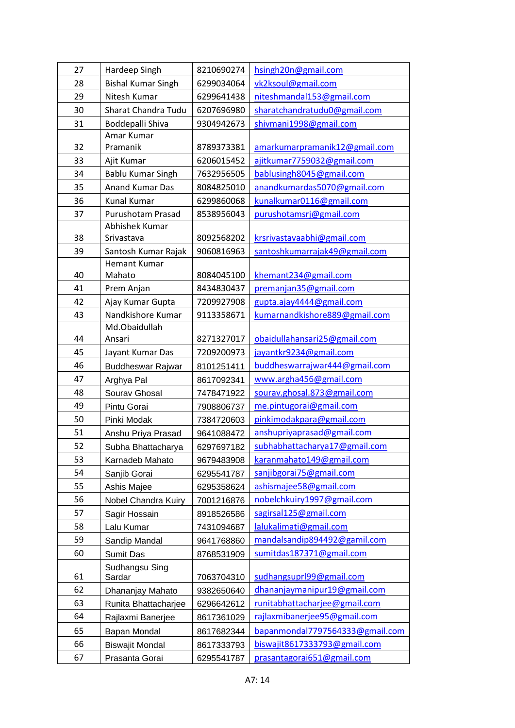| 27 | Hardeep Singh | 8210690274 | hsingh20n@gmail.com |
|---|---|---|---|
| 28 | Bishal Kumar Singh | 6299034064 | vk2ksoul@gmail.com |
| 29 | Nitesh Kumar | 6299641438 | niteshmandal153@gmail.com |
| 30 | Sharat Chandra Tudu | 6207696980 | sharatchandratudu0@gmail.com |
| 31 | Boddepalli Shiva | 9304942673 | shivmani1998@gmail.com |
| 32 | Amar Kumar Pramanik | 8789373381 | amarkumarpramanik12@gmail.com |
| 33 | Ajit Kumar | 6206015452 | ajitkumar7759032@gmail.com |
| 34 | Bablu Kumar Singh | 7632956505 | bablusingh8045@gmail.com |
| 35 | Anand Kumar Das | 8084825010 | anandkumardas5070@gmail.com |
| 36 | Kunal Kumar | 6299860068 | kunalkumar0116@gmail.com |
| 37 | Purushotam Prasad | 8538956043 | purushotamsrj@gmail.com |
| 38 | Abhishek Kumar Srivastava | 8092568202 | krsrivastavaabhi@gmail.com |
| 39 | Santosh Kumar Rajak | 9060816963 | santoshkumarrajak49@gmail.com |
| 40 | Hemant Kumar Mahato | 8084045100 | khemant234@gmail.com |
| 41 | Prem Anjan | 8434830437 | premanjan35@gmail.com |
| 42 | Ajay Kumar Gupta | 7209927908 | gupta.ajay4444@gmail.com |
| 43 | Nandkishore Kumar | 9113358671 | kumarnandkishore889@gmail.com |
| 44 | Md.Obaidullah Ansari | 8271327017 | obaidullahansari25@gmail.com |
| 45 | Jayant Kumar Das | 7209200973 | jayantkr9234@gmail.com |
| 46 | Buddheswar Rajwar | 8101251411 | buddheswarrajwar444@gmail.com |
| 47 | Arghya Pal | 8617092341 | www.argha456@gmail.com |
| 48 | Sourav Ghosal | 7478471922 | sourav.ghosal.873@gmail.com |
| 49 | Pintu Gorai | 7908806737 | me.pintugorai@gmail.com |
| 50 | Pinki Modak | 7384720603 | pinkimodakpara@gmail.com |
| 51 | Anshu Priya Prasad | 9641088472 | anshupriyaprasad@gmail.com |
| 52 | Subha Bhattacharya | 6297697182 | subhabhattacharya17@gmail.com |
| 53 | Karnadeb Mahato | 9679483908 | karanmahato149@gmail.com |
| 54 | Sanjib Gorai | 6295541787 | sanjibgorai75@gmail.com |
| 55 | Ashis Majee | 6295358624 | ashismajee58@gmail.com |
| 56 | Nobel Chandra Kuiry | 7001216876 | nobelchkuiry1997@gmail.com |
| 57 | Sagir Hossain | 8918526586 | sagirsal125@gmail.com |
| 58 | Lalu Kumar | 7431094687 | lalukalimati@gmail.com |
| 59 | Sandip Mandal | 9641768860 | mandalsandip894492@gamil.com |
| 60 | Sumit Das | 8768531909 | sumitdas187371@gmail.com |
| 61 | Sudhangsu Sing Sardar | 7063704310 | sudhangsuprl99@gmail.com |
| 62 | Dhananjay Mahato | 9382650640 | dhananjaymanipur19@gmail.com |
| 63 | Runita Bhattacharjee | 6296642612 | runitabhattacharjee@gmail.com |
| 64 | Rajlaxmi Banerjee | 8617361029 | rajlaxmibanerjee95@gmail.com |
| 65 | Bapan Mondal | 8617682344 | bapanmondal7797564333@gmail.com |
| 66 | Biswajit Mondal | 8617333793 | biswajit8617333793@gmail.com |
| 67 | Prasanta Gorai | 6295541787 | prasantagorai651@gmail.com |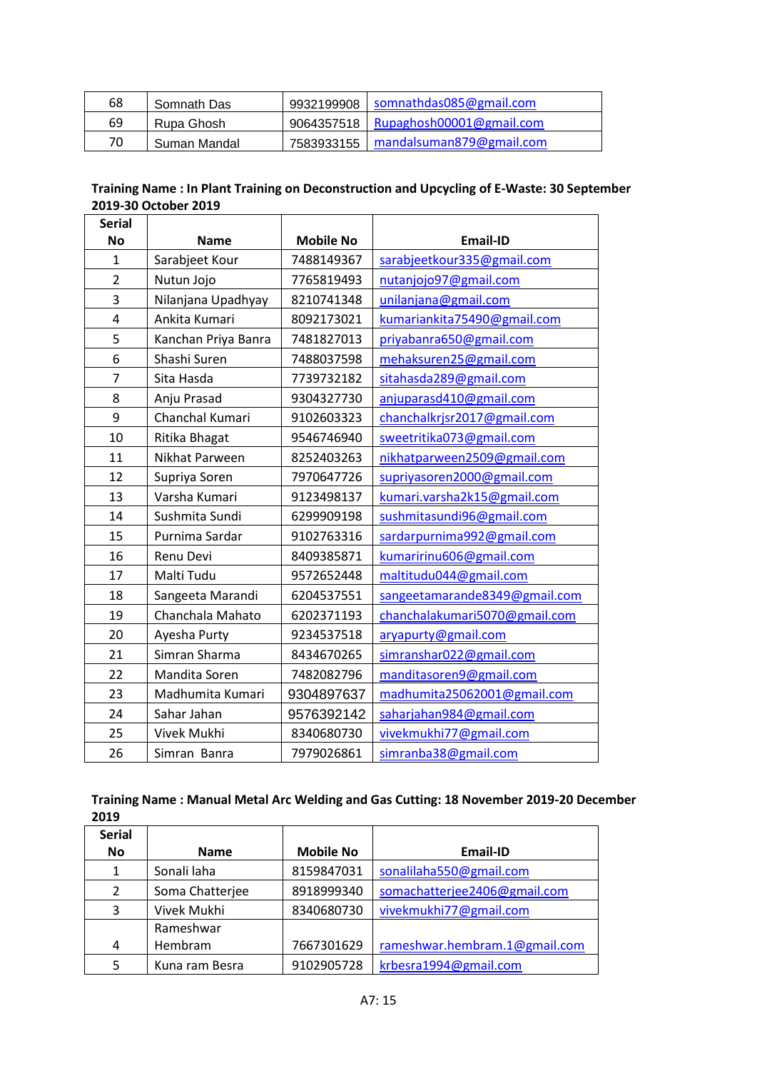| | | | |
|---|---|---|---|
| 68 | Somnath Das | 9932199908 | somnathdas085@gmail.com |
| 69 | Rupa Ghosh | 9064357518 | Rupaghosh00001@gmail.com |
| 70 | Suman Mandal | 7583933155 | mandalsuman879@gmail.com |

**Training Name : In Plant Training on Deconstruction and Upcycling of E-Waste: 30 September 2019-30 October 2019**

| Serial No | Name | Mobile No | Email-ID |
|---|---|---|---|
| 1 | Sarabjeet Kour | 7488149367 | sarabjeetkour335@gmail.com |
| 2 | Nutun Jojo | 7765819493 | nutanjojo97@gmail.com |
| 3 | Nilanjana Upadhyay | 8210741348 | unilanjana@gmail.com |
| 4 | Ankita Kumari | 8092173021 | kumariankita75490@gmail.com |
| 5 | Kanchan Priya Banra | 7481827013 | priyabanra650@gmail.com |
| 6 | Shashi Suren | 7488037598 | mehaksuren25@gmail.com |
| 7 | Sita Hasda | 7739732182 | sitahasda289@gmail.com |
| 8 | Anju Prasad | 9304327730 | anjuparasd410@gmail.com |
| 9 | Chanchal Kumari | 9102603323 | chanchalkrjsr2017@gmail.com |
| 10 | Ritika Bhagat | 9546746940 | sweetritika073@gmail.com |
| 11 | Nikhat Parween | 8252403263 | nikhatparween2509@gmail.com |
| 12 | Supriya Soren | 7970647726 | supriyasoren2000@gmail.com |
| 13 | Varsha Kumari | 9123498137 | kumari.varsha2k15@gmail.com |
| 14 | Sushmita Sundi | 6299909198 | sushmitasundi96@gmail.com |
| 15 | Purnima Sardar | 9102763316 | sardarpurnima992@gmail.com |
| 16 | Renu Devi | 8409385871 | kumaririnu606@gmail.com |
| 17 | Malti Tudu | 9572652448 | maltitudu044@gmail.com |
| 18 | Sangeeta Marandi | 6204537551 | sangeetamarande8349@gmail.com |
| 19 | Chanchala Mahato | 6202371193 | chanchalakumari5070@gmail.com |
| 20 | Ayesha Purty | 9234537518 | aryapurty@gmail.com |
| 21 | Simran Sharma | 8434670265 | simranshar022@gmail.com |
| 22 | Mandita Soren | 7482082796 | manditasoren9@gmail.com |
| 23 | Madhumita Kumari | 9304897637 | madhumita25062001@gmail.com |
| 24 | Sahar Jahan | 9576392142 | saharjahan984@gmail.com |
| 25 | Vivek Mukhi | 8340680730 | vivekmukhi77@gmail.com |
| 26 | Simran Banra | 7979026861 | simranba38@gmail.com |

**Training Name : Manual Metal Arc Welding and Gas Cutting: 18 November 2019-20 December 2019**

| Serial No | Name | Mobile No | Email-ID |
|---|---|---|---|
| 1 | Sonali laha | 8159847031 | sonalilaha550@gmail.com |
| 2 | Soma Chatterjee | 8918999340 | somachatterjee2406@gmail.com |
| 3 | Vivek Mukhi | 8340680730 | vivekmukhi77@gmail.com |
| 4 | Rameshwar Hembram | 7667301629 | rameshwar.hembram.1@gmail.com |
| 5 | Kuna ram Besra | 9102905728 | krbesra1994@gmail.com |

A7: 15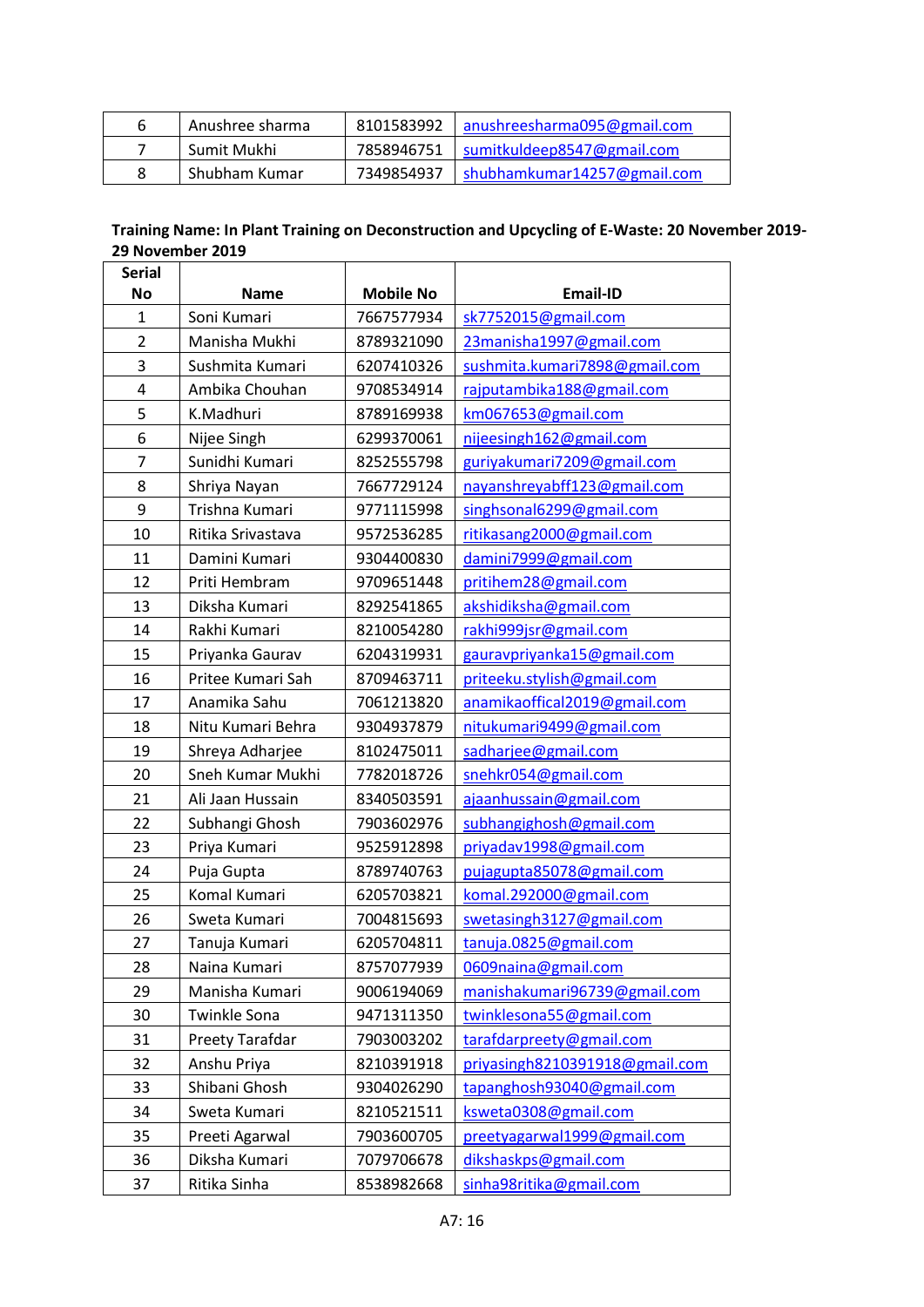| | | | |
|---|---|---|---|
| 6 | Anushree sharma | 8101583992 | anushreesharma095@gmail.com |
| 7 | Sumit Mukhi | 7858946751 | sumitkuldeep8547@gmail.com |
| 8 | Shubham Kumar | 7349854937 | shubhamkumar14257@gmail.com |

**Training Name: In Plant Training on Deconstruction and Upcycling of E-Waste: 20 November 2019-29 November 2019**

| Serial No | Name | Mobile No | Email-ID |
|---|---|---|---|
| 1 | Soni Kumari | 7667577934 | sk7752015@gmail.com |
| 2 | Manisha Mukhi | 8789321090 | 23manisha1997@gmail.com |
| 3 | Sushmita Kumari | 6207410326 | sushmita.kumari7898@gmail.com |
| 4 | Ambika Chouhan | 9708534914 | rajputambika188@gmail.com |
| 5 | K.Madhuri | 8789169938 | km067653@gmail.com |
| 6 | Nijee Singh | 6299370061 | nijeesingh162@gmail.com |
| 7 | Sunidhi Kumari | 8252555798 | guriyakumari7209@gmail.com |
| 8 | Shriya Nayan | 7667729124 | nayanshreyabff123@gmail.com |
| 9 | Trishna Kumari | 9771115998 | singhsonal6299@gmail.com |
| 10 | Ritika Srivastava | 9572536285 | ritikasang2000@gmail.com |
| 11 | Damini Kumari | 9304400830 | damini7999@gmail.com |
| 12 | Priti Hembram | 9709651448 | pritihem28@gmail.com |
| 13 | Diksha Kumari | 8292541865 | akshidiksha@gmail.com |
| 14 | Rakhi Kumari | 8210054280 | rakhi999jsr@gmail.com |
| 15 | Priyanka Gaurav | 6204319931 | gauravpriyanka15@gmail.com |
| 16 | Pritee Kumari Sah | 8709463711 | priteeku.stylish@gmail.com |
| 17 | Anamika Sahu | 7061213820 | anamikaoffical2019@gmail.com |
| 18 | Nitu Kumari Behra | 9304937879 | nitukumari9499@gmail.com |
| 19 | Shreya Adharjee | 8102475011 | sadharjee@gmail.com |
| 20 | Sneh Kumar Mukhi | 7782018726 | snehkr054@gmail.com |
| 21 | Ali Jaan Hussain | 8340503591 | ajaanhussain@gmail.com |
| 22 | Subhangi Ghosh | 7903602976 | subhangighosh@gmail.com |
| 23 | Priya Kumari | 9525912898 | priyadav1998@gmail.com |
| 24 | Puja Gupta | 8789740763 | pujagupta85078@gmail.com |
| 25 | Komal Kumari | 6205703821 | komal.292000@gmail.com |
| 26 | Sweta Kumari | 7004815693 | swetasingh3127@gmail.com |
| 27 | Tanuja Kumari | 6205704811 | tanuja.0825@gmail.com |
| 28 | Naina Kumari | 8757077939 | 0609naina@gmail.com |
| 29 | Manisha Kumari | 9006194069 | manishakumari96739@gmail.com |
| 30 | Twinkle Sona | 9471311350 | twinklesona55@gmail.com |
| 31 | Preety Tarafdar | 7903003202 | tarafdarpreety@gmail.com |
| 32 | Anshu Priya | 8210391918 | priyasingh8210391918@gmail.com |
| 33 | Shibani Ghosh | 9304026290 | tapanghosh93040@gmail.com |
| 34 | Sweta Kumari | 8210521511 | ksweta0308@gmail.com |
| 35 | Preeti Agarwal | 7903600705 | preetyagarwal1999@gmail.com |
| 36 | Diksha Kumari | 7079706678 | dikshaskps@gmail.com |
| 37 | Ritika Sinha | 8538982668 | sinha98ritika@gmail.com |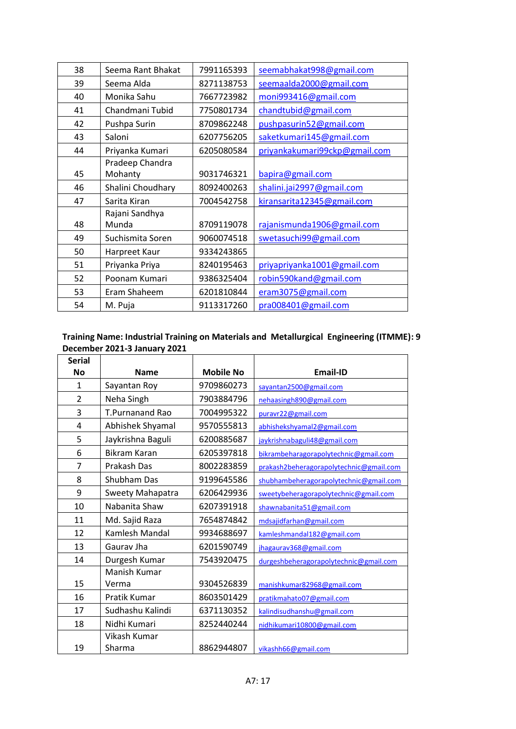| | | | |
|---|---|---|---|
| 38 | Seema Rant Bhakat | 7991165393 | seemabhakat998@gmail.com |
| 39 | Seema Alda | 8271138753 | seemaalda2000@gmail.com |
| 40 | Monika Sahu | 7667723982 | moni993416@gmail.com |
| 41 | Chandmani Tubid | 7750801734 | chandtubid@gmail.com |
| 42 | Pushpa Surin | 8709862248 | pushpasurin52@gmail.com |
| 43 | Saloni | 6207756205 | saketkumari145@gmail.com |
| 44 | Priyanka Kumari | 6205080584 | priyankakumari99ckp@gmail.com |
| 45 | Pradeep Chandra Mohanty | 9031746321 | bapira@gmail.com |
| 46 | Shalini Choudhary | 8092400263 | shalini.jai2997@gmail.com |
| 47 | Sarita Kiran | 7004542758 | kiransarita12345@gmail.com |
| 48 | Rajani Sandhya Munda | 8709119078 | rajanismunda1906@gmail.com |
| 49 | Suchismita Soren | 9060074518 | swetasuchi99@gmail.com |
| 50 | Harpreet Kaur | 9334243865 | |
| 51 | Priyanka Priya | 8240195463 | priyapriyanka1001@gmail.com |
| 52 | Poonam Kumari | 9386325404 | robin590kand@gmail.com |
| 53 | Eram Shaheem | 6201810844 | eram3075@gmail.com |
| 54 | M. Puja | 9113317260 | pra008401@gmail.com |

**Training Name: Industrial Training on Materials and Metallurgical Engineering (ITMME): 9 December 2021-3 January 2021**

| Serial No | Name | Mobile No | Email-ID |
|---|---|---|---|
| 1 | Sayantan Roy | 9709860273 | sayantan2500@gmail.com |
| 2 | Neha Singh | 7903884796 | nehaasingh890@gmail.com |
| 3 | T.Purnanand Rao | 7004995322 | puravr22@gmail.com |
| 4 | Abhishek Shyamal | 9570555813 | abhishekshyamal2@gmail.com |
| 5 | Jaykrishna Baguli | 6200885687 | jaykrishnabaguli48@gmail.com |
| 6 | Bikram Karan | 6205397818 | bikrambeharagorapolytechnic@gmail.com |
| 7 | Prakash Das | 8002283859 | prakash2beheragorapolytechnic@gmail.com |
| 8 | Shubham Das | 9199645586 | shubhambeheragorapolytechnic@gmail.com |
| 9 | Sweety Mahapatra | 6206429936 | sweetybeheragorapolytechnic@gmail.com |
| 10 | Nabanita Shaw | 6207391918 | shawnabanita51@gmail.com |
| 11 | Md. Sajid Raza | 7654874842 | mdsajidfarhan@gmail.com |
| 12 | Kamlesh Mandal | 9934688697 | kamleshmandal182@gmail.com |
| 13 | Gaurav Jha | 6201590749 | jhagaurav368@gmail.com |
| 14 | Durgesh Kumar | 7543920475 | durgeshbeheragorapolytechnic@gmail.com |
| 15 | Manish Kumar Verma | 9304526839 | manishkumar82968@gmail.com |
| 16 | Pratik Kumar | 8603501429 | pratikmahato07@gmail.com |
| 17 | Sudhashu Kalindi | 6371130352 | kalindisudhanshu@gmail.com |
| 18 | Nidhi Kumari | 8252440244 | nidhikumari10800@gmail.com |
| 19 | Vikash Kumar Sharma | 8862944807 | vikashh66@gmail.com |

A7: 17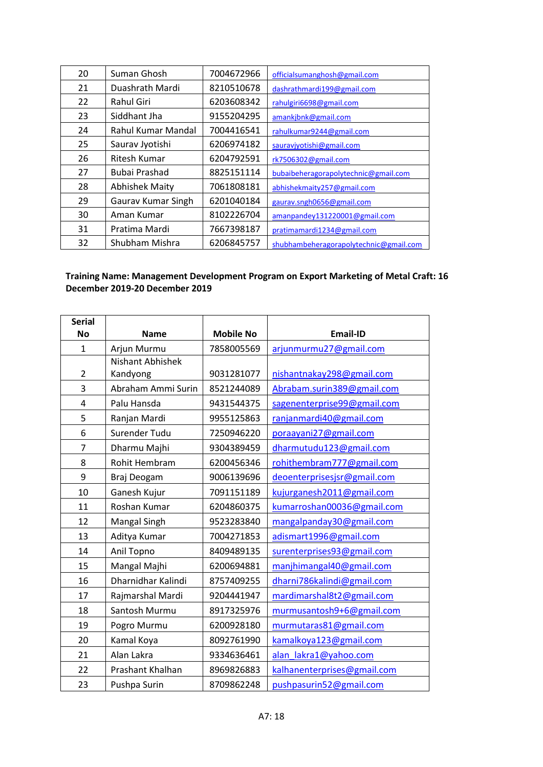| | | | |
|---|---|---|---|
| 20 | Suman Ghosh | 7004672966 | officialsumanghosh@gmail.com |
| 21 | Duashrath Mardi | 8210510678 | dashrathmardi199@gmail.com |
| 22 | Rahul Giri | 6203608342 | rahulgiri6698@gmail.com |
| 23 | Siddhant Jha | 9155204295 | amankjbnk@gmail.com |
| 24 | Rahul Kumar Mandal | 7004416541 | rahulkumar9244@gmail.com |
| 25 | Saurav Jyotishi | 6206974182 | sauravjyotishi@gmail.com |
| 26 | Ritesh Kumar | 6204792591 | rk7506302@gmail.com |
| 27 | Bubai Prashad | 8825151114 | bubaibeheragorapolytechnic@gmail.com |
| 28 | Abhishek Maity | 7061808181 | abhishekmaity257@gmail.com |
| 29 | Gaurav Kumar Singh | 6201040184 | gaurav.sngh0656@gmail.com |
| 30 | Aman Kumar | 8102226704 | amanpandey131220001@gmail.com |
| 31 | Pratima Mardi | 7667398187 | pratimamardi1234@gmail.com |
| 32 | Shubham Mishra | 6206845757 | shubhambeheragorapolytechnic@gmail.com |

**Training Name: Management Development Program on Export Marketing of Metal Craft: 16 December 2019-20 December 2019**

| Serial No | Name | Mobile No | Email-ID |
|---|---|---|---|
| 1 | Arjun Murmu | 7858005569 | arjunmurmu27@gmail.com |
| 2 | Nishant Abhishek Kandyong | 9031281077 | nishantnakay298@gmail.com |
| 3 | Abraham Ammi Surin | 8521244089 | Abrabam.surin389@gmail.com |
| 4 | Palu Hansda | 9431544375 | sagenenterprise99@gmail.com |
| 5 | Ranjan Mardi | 9955125863 | ranjanmardi40@gmail.com |
| 6 | Surender Tudu | 7250946220 | poraayani27@gmail.com |
| 7 | Dharmu Majhi | 9304389459 | dharmutudu123@gmail.com |
| 8 | Rohit Hembram | 6200456346 | rohithembram777@gmail.com |
| 9 | Braj Deogam | 9006139696 | deoenterprisesjsr@gmail.com |
| 10 | Ganesh Kujur | 7091151189 | kujurganesh2011@gmail.com |
| 11 | Roshan Kumar | 6204860375 | kumarroshan00036@gmail.com |
| 12 | Mangal Singh | 9523283840 | mangalpanday30@gmail.com |
| 13 | Aditya Kumar | 7004271853 | adismart1996@gmail.com |
| 14 | Anil Topno | 8409489135 | surenterprises93@gmail.com |
| 15 | Mangal Majhi | 6200694881 | manjhimangal40@gmail.com |
| 16 | Dharnidhar Kalindi | 8757409255 | dharni786kalindi@gmail.com |
| 17 | Rajmarshal Mardi | 9204441947 | mardimarshal8t2@gmail.com |
| 18 | Santosh Murmu | 8917325976 | murmusantosh9+6@gmail.com |
| 19 | Pogro Murmu | 6200928180 | murmutaras81@gmail.com |
| 20 | Kamal Koya | 8092761990 | kamalkoya123@gmail.com |
| 21 | Alan Lakra | 9334636461 | alan_lakra1@yahoo.com |
| 22 | Prashant Khalhan | 8969826883 | kalhanenterprises@gmail.com |
| 23 | Pushpa Surin | 8709862248 | pushpasurin52@gmail.com |

A7: 18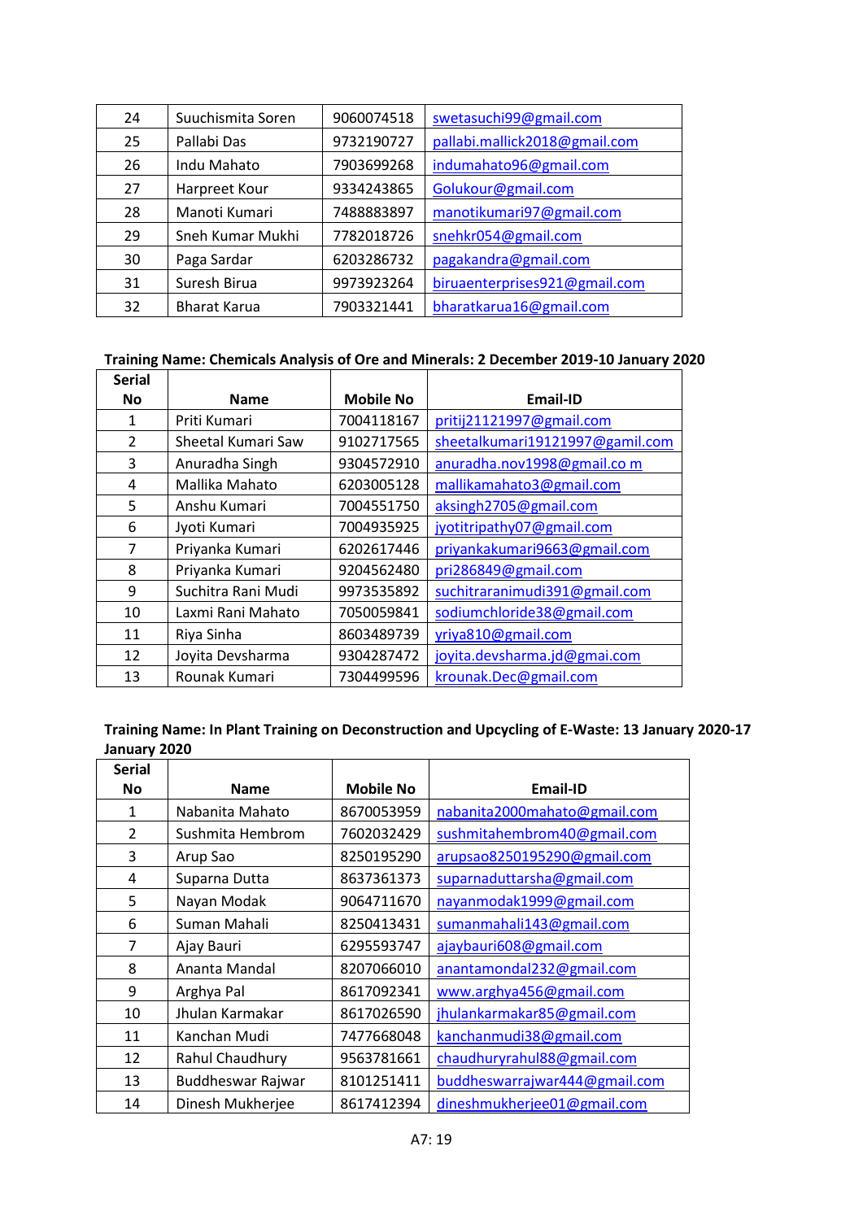| | | | |
|---|---|---|---|
| 24 | Suuchismita Soren | 9060074518 | swetasuchi99@gmail.com |
| 25 | Pallabi Das | 9732190727 | pallabi.mallick2018@gmail.com |
| 26 | Indu Mahato | 7903699268 | indumahato96@gmail.com |
| 27 | Harpreet Kour | 9334243865 | Golukour@gmail.com |
| 28 | Manoti Kumari | 7488883897 | manotikumari97@gmail.com |
| 29 | Sneh Kumar Mukhi | 7782018726 | snehkr054@gmail.com |
| 30 | Paga Sardar | 6203286732 | pagakandra@gmail.com |
| 31 | Suresh Birua | 9973923264 | biruaenterprises921@gmail.com |
| 32 | Bharat Karua | 7903321441 | bharatkarua16@gmail.com |

**Training Name: Chemicals Analysis of Ore and Minerals: 2 December 2019-10 January 2020**

| Serial No | Name | Mobile No | Email-ID |
|---|---|---|---|
| 1 | Priti Kumari | 7004118167 | pritij21121997@gmail.com |
| 2 | Sheetal Kumari Saw | 9102717565 | sheetalkumari19121997@gamil.com |
| 3 | Anuradha Singh | 9304572910 | anuradha.nov1998@gmail.co m |
| 4 | Mallika Mahato | 6203005128 | mallikamahato3@gmail.com |
| 5 | Anshu Kumari | 7004551750 | aksingh2705@gmail.com |
| 6 | Jyoti Kumari | 7004935925 | jyotitripathy07@gmail.com |
| 7 | Priyanka Kumari | 6202617446 | priyankakumari9663@gmail.com |
| 8 | Priyanka Kumari | 9204562480 | pri286849@gmail.com |
| 9 | Suchitra Rani Mudi | 9973535892 | suchitraranimudi391@gmail.com |
| 10 | Laxmi Rani Mahato | 7050059841 | sodiumchloride38@gmail.com |
| 11 | Riya Sinha | 8603489739 | yriya810@gmail.com |
| 12 | Joyita Devsharma | 9304287472 | joyita.devsharma.jd@gmai.com |
| 13 | Rounak Kumari | 7304499596 | krounak.Dec@gmail.com |

**Training Name: In Plant Training on Deconstruction and Upcycling of E-Waste: 13 January 2020-17 January 2020**

| Serial No | Name | Mobile No | Email-ID |
|---|---|---|---|
| 1 | Nabanita Mahato | 8670053959 | nabanita2000mahato@gmail.com |
| 2 | Sushmita Hembrom | 7602032429 | sushmitahembrom40@gmail.com |
| 3 | Arup Sao | 8250195290 | arupsao8250195290@gmail.com |
| 4 | Suparna Dutta | 8637361373 | suparnaduttarsha@gmail.com |
| 5 | Nayan Modak | 9064711670 | nayanmodak1999@gmail.com |
| 6 | Suman Mahali | 8250413431 | sumanmahali143@gmail.com |
| 7 | Ajay Bauri | 6295593747 | ajaybauri608@gmail.com |
| 8 | Ananta Mandal | 8207066010 | anantamondal232@gmail.com |
| 9 | Arghya Pal | 8617092341 | www.arghya456@gmail.com |
| 10 | Jhulan Karmakar | 8617026590 | jhulankarmakar85@gmail.com |
| 11 | Kanchan Mudi | 7477668048 | kanchanmudi38@gmail.com |
| 12 | Rahul Chaudhury | 9563781661 | chaudhuryrahul88@gmail.com |
| 13 | Buddheswar Rajwar | 8101251411 | buddheswarrajwar444@gmail.com |
| 14 | Dinesh Mukherjee | 8617412394 | dineshmukherjee01@gmail.com |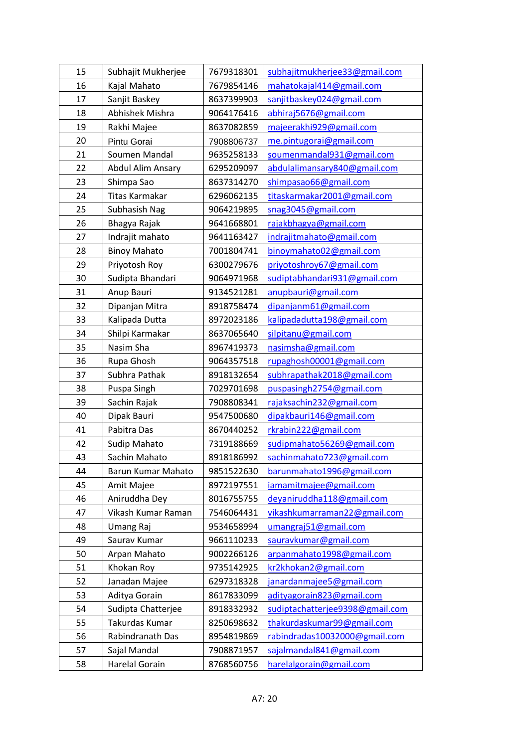| | | | |
|---|---|---|---|
| 15 | Subhajit Mukherjee | 7679318301 | subhajitmukherjee33@gmail.com |
| 16 | Kajal Mahato | 7679854146 | mahatokajal414@gmail.com |
| 17 | Sanjit Baskey | 8637399903 | sanjitbaskey024@gmail.com |
| 18 | Abhishek Mishra | 9064176416 | abhiraj5676@gmail.com |
| 19 | Rakhi Majee | 8637082859 | majeerakhi929@gmail.com |
| 20 | Pintu Gorai | 7908806737 | me.pintugorai@gmail.com |
| 21 | Soumen Mandal | 9635258133 | soumenmandal931@gmail.com |
| 22 | Abdul Alim Ansary | 6295209097 | abdulalimansary840@gmail.com |
| 23 | Shimpa Sao | 8637314270 | shimpasao66@gmail.com |
| 24 | Titas Karmakar | 6296062135 | titaskarmakar2001@gmail.com |
| 25 | Subhasish Nag | 9064219895 | snag3045@gmail.com |
| 26 | Bhagya Rajak | 9641668801 | rajakbhagya@gmail.com |
| 27 | Indrajit mahato | 9641163427 | indrajitmahato@gmail.com |
| 28 | Binoy Mahato | 7001804741 | binoymahato02@gmail.com |
| 29 | Priyotosh Roy | 6300279676 | priyotoshroy67@gmail.com |
| 30 | Sudipta Bhandari | 9064971968 | sudiptabhandari931@gmail.com |
| 31 | Anup Bauri | 9134521281 | anupbauri@gmail.com |
| 32 | Dipanjan Mitra | 8918758474 | dipanjanm61@gmail.com |
| 33 | Kalipada Dutta | 8972023186 | kalipadadutta198@gmail.com |
| 34 | Shilpi Karmakar | 8637065640 | silpitanu@gmail.com |
| 35 | Nasim Sha | 8967419373 | nasimsha@gmail.com |
| 36 | Rupa Ghosh | 9064357518 | rupaghosh00001@gmail.com |
| 37 | Subhra Pathak | 8918132654 | subhrapathak2018@gmail.com |
| 38 | Puspa Singh | 7029701698 | puspasingh2754@gmail.com |
| 39 | Sachin Rajak | 7908808341 | rajaksachin232@gmail.com |
| 40 | Dipak Bauri | 9547500680 | dipakbauri146@gmail.com |
| 41 | Pabitra Das | 8670440252 | rkrabin222@gmail.com |
| 42 | Sudip Mahato | 7319188669 | sudipmahato56269@gmail.com |
| 43 | Sachin Mahato | 8918186992 | sachinmahato723@gmail.com |
| 44 | Barun Kumar Mahato | 9851522630 | barunmahato1996@gmail.com |
| 45 | Amit Majee | 8972197551 | iamamitmajee@gmail.com |
| 46 | Aniruddha Dey | 8016755755 | deyaniruddha118@gmail.com |
| 47 | Vikash Kumar Raman | 7546064431 | vikashkumarraman22@gmail.com |
| 48 | Umang Raj | 9534658994 | umangraj51@gmail.com |
| 49 | Saurav Kumar | 9661110233 | sauravkumar@gmail.com |
| 50 | Arpan Mahato | 9002266126 | arpanmahato1998@gmail.com |
| 51 | Khokan Roy | 9735142925 | kr2khokan2@gmail.com |
| 52 | Janadan Majee | 6297318328 | janardanmajee5@gmail.com |
| 53 | Aditya Gorain | 8617833099 | adityagorain823@gmail.com |
| 54 | Sudipta Chatterjee | 8918332932 | sudiptachatterjee9398@gmail.com |
| 55 | Takurdas Kumar | 8250698632 | thakurdaskumar99@gmail.com |
| 56 | Rabindranath Das | 8954819869 | rabindradas10032000@gmail.com |
| 57 | Sajal Mandal | 7908871957 | sajalmandal841@gmail.com |
| 58 | Harelal Gorain | 8768560756 | harelalgorain@gmail.com |

A7: 20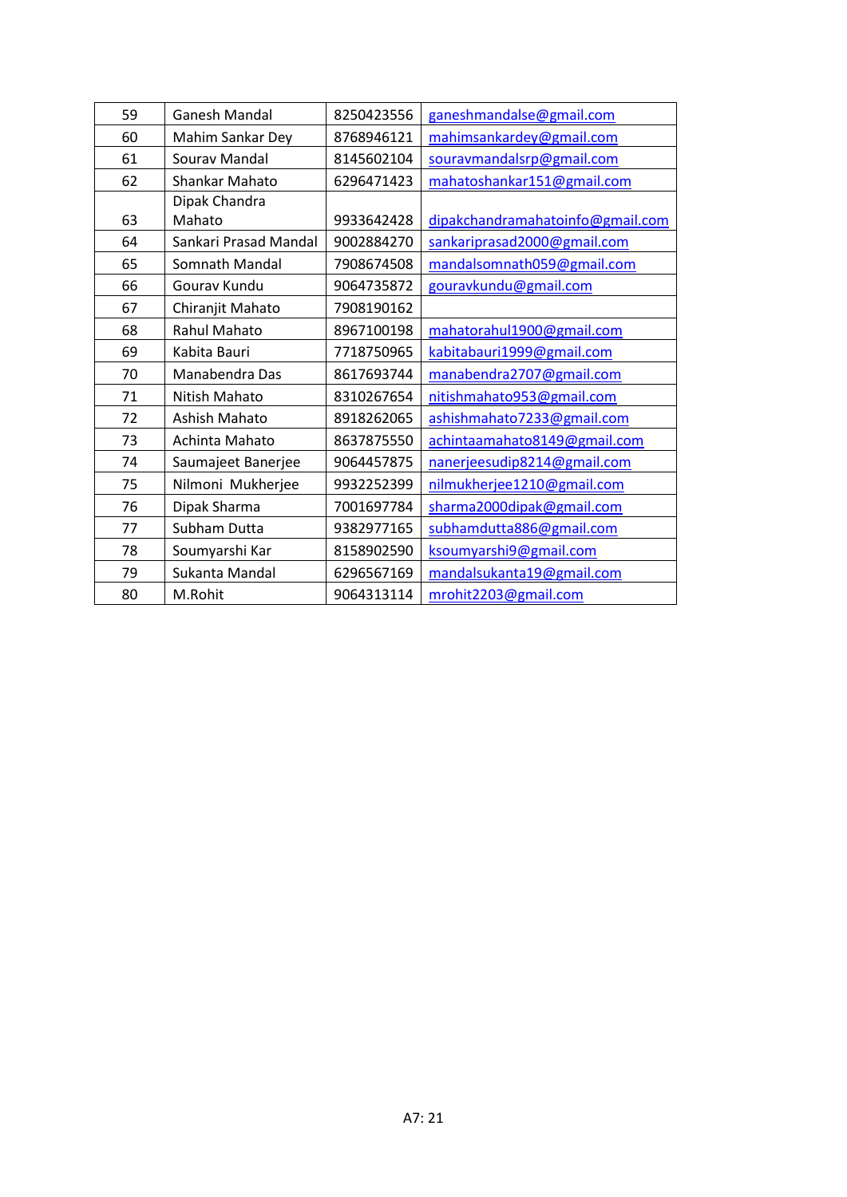| | | | |
|---|---|---|---|
| 59 | Ganesh Mandal | 8250423556 | ganeshmandalse@gmail.com |
| 60 | Mahim Sankar Dey | 8768946121 | mahimsankardey@gmail.com |
| 61 | Sourav Mandal | 8145602104 | souravmandalsrp@gmail.com |
| 62 | Shankar Mahato | 6296471423 | mahatoshankar151@gmail.com |
| 63 | Dipak Chandra Mahato | 9933642428 | dipakchandramahatoinfo@gmail.com |
| 64 | Sankari Prasad Mandal | 9002884270 | sankariprasad2000@gmail.com |
| 65 | Somnath Mandal | 7908674508 | mandalsomnath059@gmail.com |
| 66 | Gourav Kundu | 9064735872 | gouravkundu@gmail.com |
| 67 | Chiranjit Mahato | 7908190162 | |
| 68 | Rahul Mahato | 8967100198 | mahatorahul1900@gmail.com |
| 69 | Kabita Bauri | 7718750965 | kabitabauri1999@gmail.com |
| 70 | Manabendra Das | 8617693744 | manabendra2707@gmail.com |
| 71 | Nitish Mahato | 8310267654 | nitishmahato953@gmail.com |
| 72 | Ashish Mahato | 8918262065 | ashishmahato7233@gmail.com |
| 73 | Achinta Mahato | 8637875550 | achintaamahato8149@gmail.com |
| 74 | Saumajeet Banerjee | 9064457875 | nanerjeesudip8214@gmail.com |
| 75 | Nilmoni Mukherjee | 9932252399 | nilmukherjee1210@gmail.com |
| 76 | Dipak Sharma | 7001697784 | sharma2000dipak@gmail.com |
| 77 | Subham Dutta | 9382977165 | subhamdutta886@gmail.com |
| 78 | Soumyarshi Kar | 8158902590 | ksoumyarshi9@gmail.com |
| 79 | Sukanta Mandal | 6296567169 | mandalsukanta19@gmail.com |
| 80 | M.Rohit | 9064313114 | mrohit2203@gmail.com |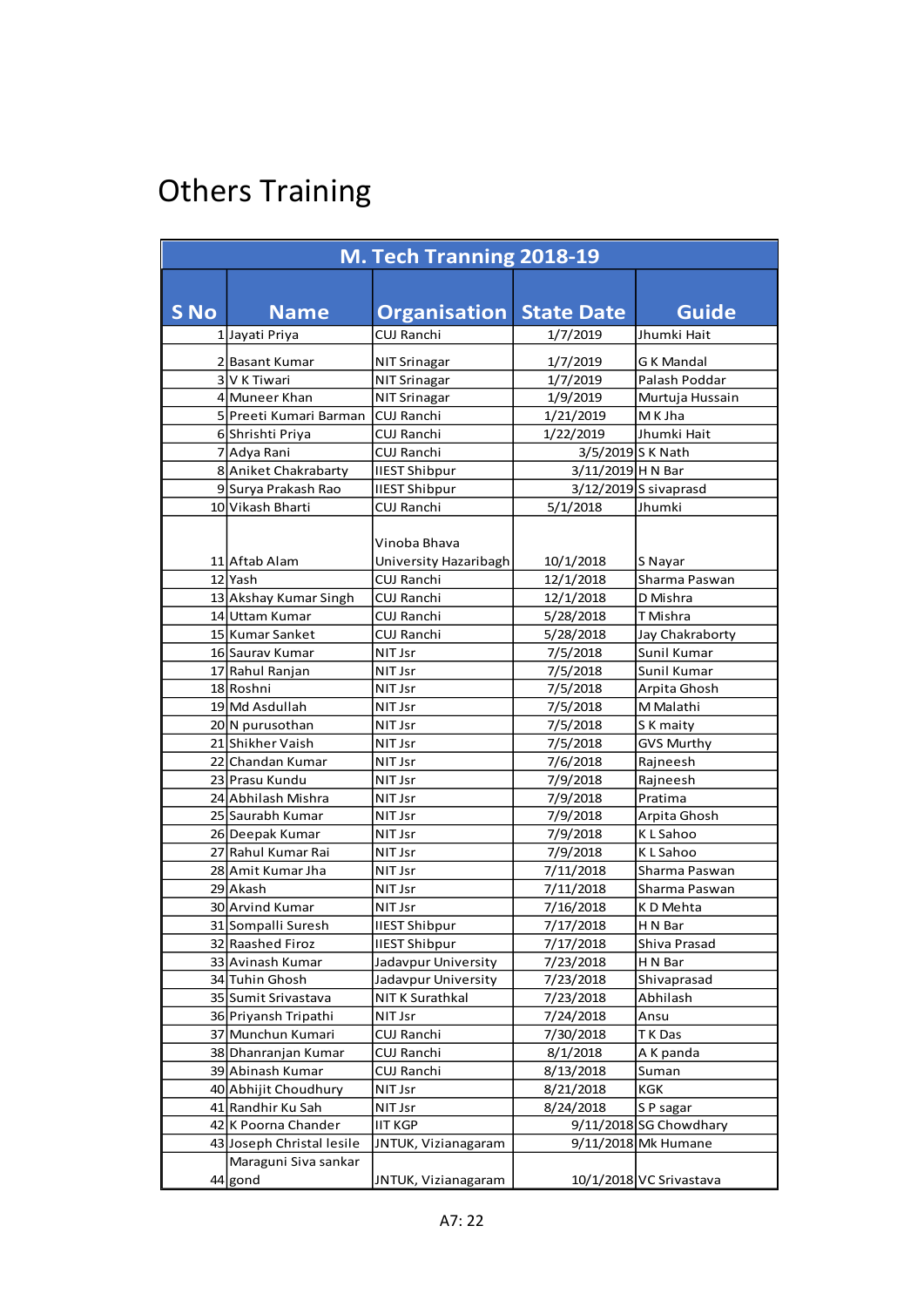# Others Training

| M. Tech Tranning 2018-19 | | | | |
|---|---|---|---|---|
| S No | Name | Organisation | State Date | Guide |
| 1 | Jayati Priya | CUJ Ranchi | 1/7/2019 | Jhumki Hait |
| 2 | Basant Kumar | NIT Srinagar | 1/7/2019 | G K Mandal |
| 3 | V K Tiwari | NIT Srinagar | 1/7/2019 | Palash Poddar |
| 4 | Muneer Khan | NIT Srinagar | 1/9/2019 | Murtuja Hussain |
| 5 | Preeti Kumari Barman | CUJ Ranchi | 1/21/2019 | M K Jha |
| 6 | Shrishti Priya | CUJ Ranchi | 1/22/2019 | Jhumki Hait |
| 7 | Adya Rani | CUJ Ranchi | 3/5/2019 | S K Nath |
| 8 | Aniket Chakrabarty | IIEST Shibpur | 3/11/2019 | H N Bar |
| 9 | Surya Prakash Rao | IIEST Shibpur | 3/12/2019 | S sivaprasd |
| 10 | Vikash Bharti | CUJ Ranchi | 5/1/2018 | Jhumki |
| 11 | Aftab Alam | Vinoba Bhava University Hazaribagh | 10/1/2018 | S Nayar |
| 12 | Yash | CUJ Ranchi | 12/1/2018 | Sharma Paswan |
| 13 | Akshay Kumar Singh | CUJ Ranchi | 12/1/2018 | D Mishra |
| 14 | Uttam Kumar | CUJ Ranchi | 5/28/2018 | T Mishra |
| 15 | Kumar Sanket | CUJ Ranchi | 5/28/2018 | Jay Chakraborty |
| 16 | Saurav Kumar | NIT Jsr | 7/5/2018 | Sunil Kumar |
| 17 | Rahul Ranjan | NIT Jsr | 7/5/2018 | Sunil Kumar |
| 18 | Roshni | NIT Jsr | 7/5/2018 | Arpita Ghosh |
| 19 | Md Asdullah | NIT Jsr | 7/5/2018 | M Malathi |
| 20 | N purusothan | NIT Jsr | 7/5/2018 | S K maity |
| 21 | Shikher Vaish | NIT Jsr | 7/5/2018 | GVS Murthy |
| 22 | Chandan Kumar | NIT Jsr | 7/6/2018 | Rajneesh |
| 23 | Prasu Kundu | NIT Jsr | 7/9/2018 | Rajneesh |
| 24 | Abhilash Mishra | NIT Jsr | 7/9/2018 | Pratima |
| 25 | Saurabh Kumar | NIT Jsr | 7/9/2018 | Arpita Ghosh |
| 26 | Deepak Kumar | NIT Jsr | 7/9/2018 | K L Sahoo |
| 27 | Rahul Kumar Rai | NIT Jsr | 7/9/2018 | K L Sahoo |
| 28 | Amit Kumar Jha | NIT Jsr | 7/11/2018 | Sharma Paswan |
| 29 | Akash | NIT Jsr | 7/11/2018 | Sharma Paswan |
| 30 | Arvind Kumar | NIT Jsr | 7/16/2018 | K D Mehta |
| 31 | Sompalli Suresh | IIEST Shibpur | 7/17/2018 | H N Bar |
| 32 | Raashed Firoz | IIEST Shibpur | 7/17/2018 | Shiva Prasad |
| 33 | Avinash Kumar | Jadavpur University | 7/23/2018 | H N Bar |
| 34 | Tuhin Ghosh | Jadavpur University | 7/23/2018 | Shivaprasad |
| 35 | Sumit Srivastava | NIT K Surathkal | 7/23/2018 | Abhilash |
| 36 | Priyansh Tripathi | NIT Jsr | 7/24/2018 | Ansu |
| 37 | Munchun Kumari | CUJ Ranchi | 7/30/2018 | T K Das |
| 38 | Dhanranjan Kumar | CUJ Ranchi | 8/1/2018 | A K panda |
| 39 | Abinash Kumar | CUJ Ranchi | 8/13/2018 | Suman |
| 40 | Abhijit Choudhury | NIT Jsr | 8/21/2018 | KGK |
| 41 | Randhir Ku Sah | NIT Jsr | 8/24/2018 | S P sagar |
| 42 | K Poorna Chander | IIT KGP | 9/11/2018 | SG Chowdhary |
| 43 | Joseph Christal lesile | JNTUK, Vizianagaram | 9/11/2018 | Mk Humane |
| 44 | Maraguni Siva sankar gond | JNTUK, Vizianagaram | 10/1/2018 | VC Srivastava |

A7: 22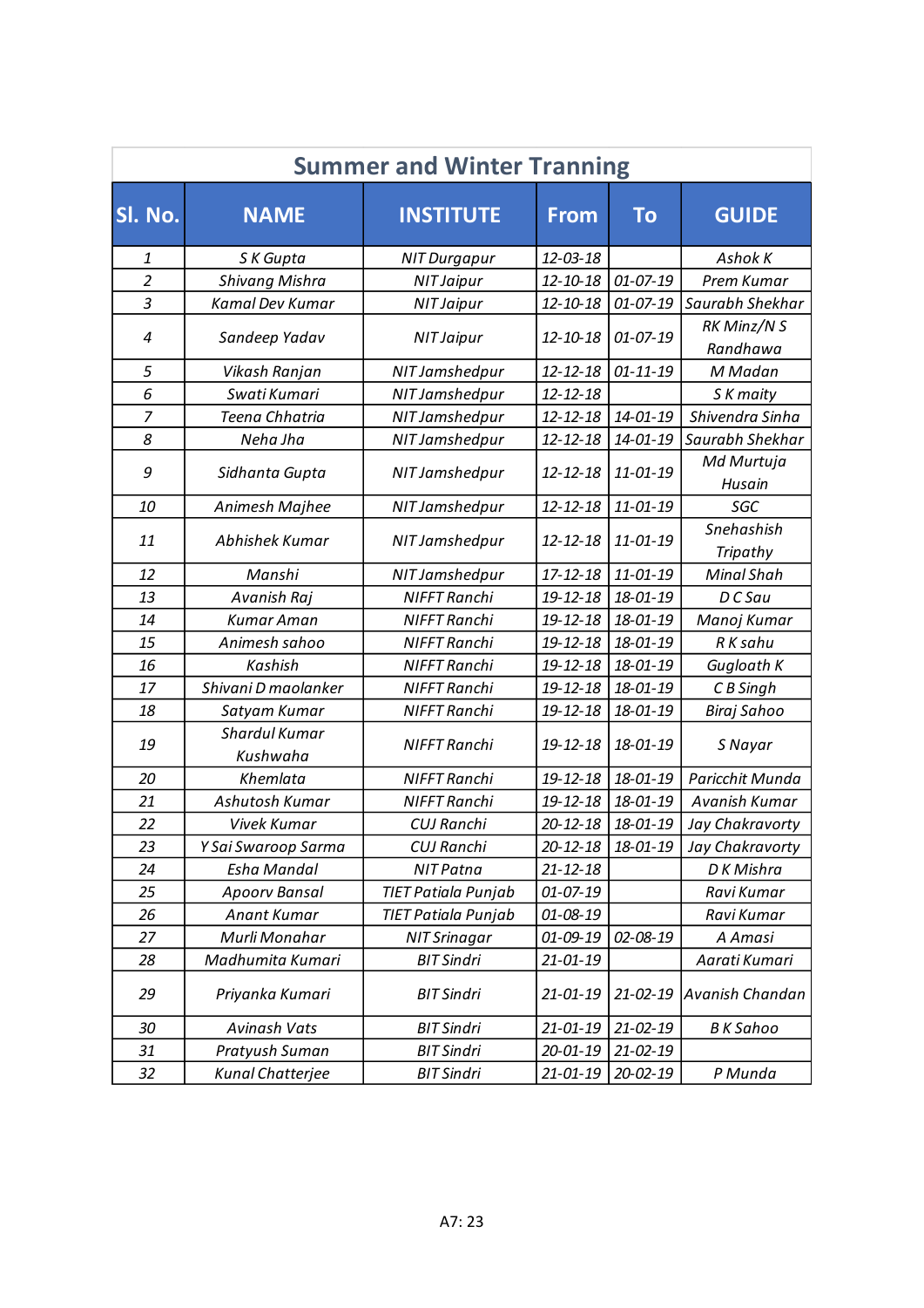## Summer and Winter Tranning

| Sl. No. | NAME | INSTITUTE | From | To | GUIDE |
|---|---|---|---|---|---|
| 1 | S K Gupta | NIT Durgapur | 12-03-18 | | Ashok K |
| 2 | Shivang Mishra | NIT Jaipur | 12-10-18 | 01-07-19 | Prem Kumar |
| 3 | Kamal Dev Kumar | NIT Jaipur | 12-10-18 | 01-07-19 | Saurabh Shekhar |
| 4 | Sandeep Yadav | NIT Jaipur | 12-10-18 | 01-07-19 | RK Minz/N S Randhawa |
| 5 | Vikash Ranjan | NIT Jamshedpur | 12-12-18 | 01-11-19 | M Madan |
| 6 | Swati Kumari | NIT Jamshedpur | 12-12-18 | | S K maity |
| 7 | Teena Chhatria | NIT Jamshedpur | 12-12-18 | 14-01-19 | Shivendra Sinha |
| 8 | Neha Jha | NIT Jamshedpur | 12-12-18 | 14-01-19 | Saurabh Shekhar |
| 9 | Sidhanta Gupta | NIT Jamshedpur | 12-12-18 | 11-01-19 | Md Murtuja Husain |
| 10 | Animesh Majhee | NIT Jamshedpur | 12-12-18 | 11-01-19 | SGC |
| 11 | Abhishek Kumar | NIT Jamshedpur | 12-12-18 | 11-01-19 | Snehashish Tripathy |
| 12 | Manshi | NIT Jamshedpur | 17-12-18 | 11-01-19 | Minal Shah |
| 13 | Avanish Raj | NIFFT Ranchi | 19-12-18 | 18-01-19 | D C Sau |
| 14 | Kumar Aman | NIFFT Ranchi | 19-12-18 | 18-01-19 | Manoj Kumar |
| 15 | Animesh sahoo | NIFFT Ranchi | 19-12-18 | 18-01-19 | R K sahu |
| 16 | Kashish | NIFFT Ranchi | 19-12-18 | 18-01-19 | Gugloath K |
| 17 | Shivani D maolanker | NIFFT Ranchi | 19-12-18 | 18-01-19 | C B Singh |
| 18 | Satyam Kumar | NIFFT Ranchi | 19-12-18 | 18-01-19 | Biraj Sahoo |
| 19 | Shardul Kumar Kushwaha | NIFFT Ranchi | 19-12-18 | 18-01-19 | S Nayar |
| 20 | Khemlata | NIFFT Ranchi | 19-12-18 | 18-01-19 | Paricchit Munda |
| 21 | Ashutosh Kumar | NIFFT Ranchi | 19-12-18 | 18-01-19 | Avanish Kumar |
| 22 | Vivek Kumar | CUJ Ranchi | 20-12-18 | 18-01-19 | Jay Chakravorty |
| 23 | Y Sai Swaroop Sarma | CUJ Ranchi | 20-12-18 | 18-01-19 | Jay Chakravorty |
| 24 | Esha Mandal | NIT Patna | 21-12-18 | | D K Mishra |
| 25 | Apoorv Bansal | TIET Patiala Punjab | 01-07-19 | | Ravi Kumar |
| 26 | Anant Kumar | TIET Patiala Punjab | 01-08-19 | | Ravi Kumar |
| 27 | Murli Monahar | NIT Srinagar | 01-09-19 | 02-08-19 | A Amasi |
| 28 | Madhumita Kumari | BIT Sindri | 21-01-19 | | Aarati Kumari |
| 29 | Priyanka Kumari | BIT Sindri | 21-01-19 | 21-02-19 | Avanish Chandan |
| 30 | Avinash Vats | BIT Sindri | 21-01-19 | 21-02-19 | B K Sahoo |
| 31 | Pratyush Suman | BIT Sindri | 20-01-19 | 21-02-19 | |
| 32 | Kunal Chatterjee | BIT Sindri | 21-01-19 | 20-02-19 | P Munda |

A7: 23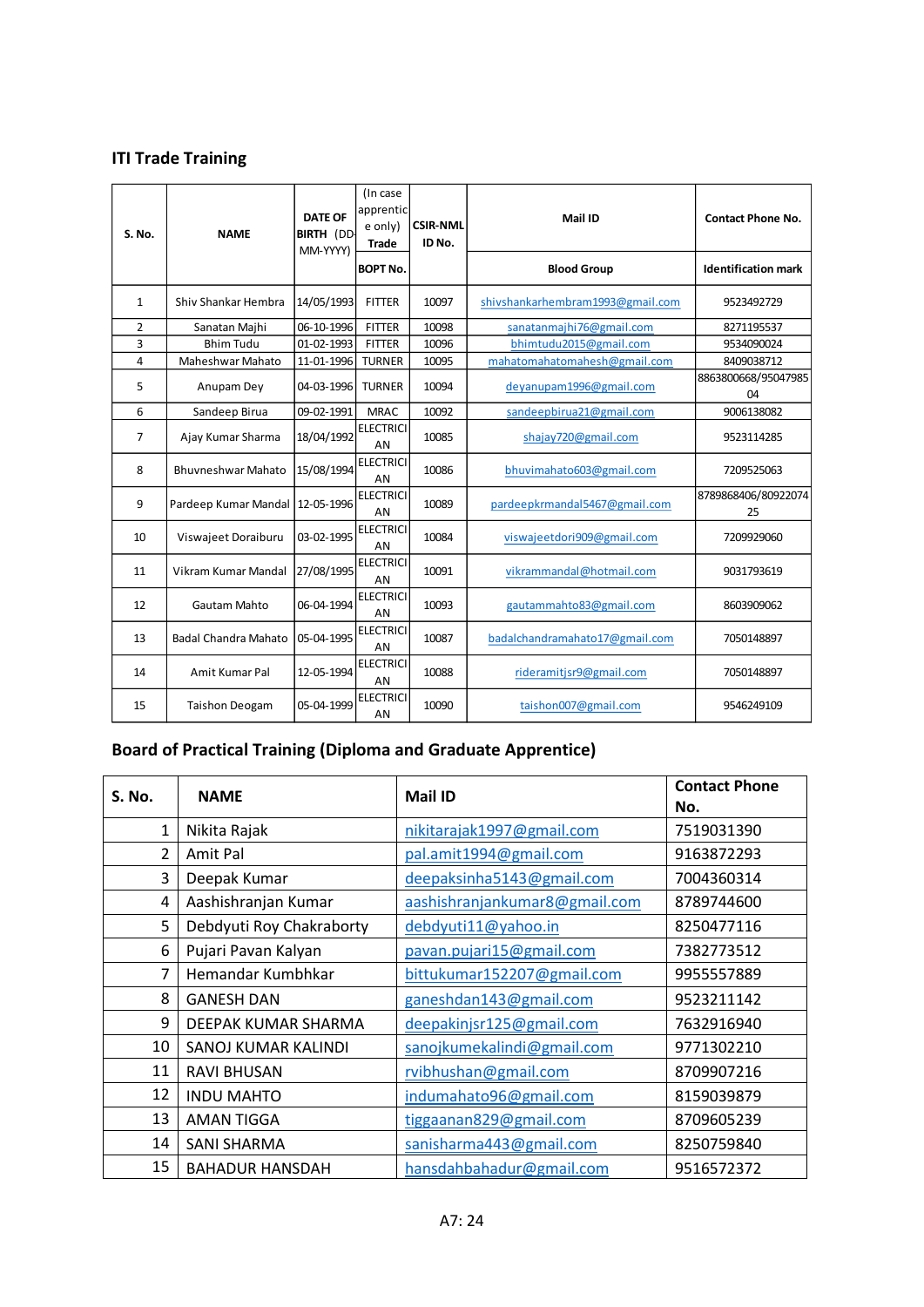## ITI Trade Training

| S. No. | NAME | DATE OF BIRTH (DD-MM-YYYY) | (In case apprentice only) Trade | CSIR-NML ID No. | Mail ID | Contact Phone No. |
|---|---|---|---|---|---|---|
| | | | BOPT No. | | Blood Group | Identification mark |
| 1 | Shiv Shankar Hembra | 14/05/1993 | FITTER | 10097 | shivshankarhembram1993@gmail.com | 9523492729 |
| 2 | Sanatan Majhi | 06-10-1996 | FITTER | 10098 | sanatanmajhi76@gmail.com | 8271195537 |
| 3 | Bhim Tudu | 01-02-1993 | FITTER | 10096 | bhimtudu2015@gmail.com | 9534090024 |
| 4 | Maheshwar Mahato | 11-01-1996 | TURNER | 10095 | mahatomahatomahesh@gmail.com | 8409038712 |
| 5 | Anupam Dey | 04-03-1996 | TURNER | 10094 | deyanupam1996@gmail.com | 8863800668/9504798504 |
| 6 | Sandeep Birua | 09-02-1991 | MRAC | 10092 | sandeepbirua21@gmail.com | 9006138082 |
| 7 | Ajay Kumar Sharma | 18/04/1992 | ELECTRICIAN | 10085 | shajay720@gmail.com | 9523114285 |
| 8 | Bhuvneshwar Mahato | 15/08/1994 | ELECTRICIAN | 10086 | bhuvimahato603@gmail.com | 7209525063 |
| 9 | Pardeep Kumar Mandal | 12-05-1996 | ELECTRICIAN | 10089 | pardeepkrmandal5467@gmail.com | 8789868406/8092207425 |
| 10 | Viswajeet Doraiburu | 03-02-1995 | ELECTRICIAN | 10084 | viswajeetdori909@gmail.com | 7209929060 |
| 11 | Vikram Kumar Mandal | 27/08/1995 | ELECTRICIAN | 10091 | vikrammandal@hotmail.com | 9031793619 |
| 12 | Gautam Mahto | 06-04-1994 | ELECTRICIAN | 10093 | gautammahto83@gmail.com | 8603909062 |
| 13 | Badal Chandra Mahato | 05-04-1995 | ELECTRICIAN | 10087 | badalchandramahato17@gmail.com | 7050148897 |
| 14 | Amit Kumar Pal | 12-05-1994 | ELECTRICIAN | 10088 | rideramitjsr9@gmail.com | 7050148897 |
| 15 | Taishon Deogam | 05-04-1999 | ELECTRICIAN | 10090 | taishon007@gmail.com | 9546249109 |

## Board of Practical Training (Diploma and Graduate Apprentice)

| S. No. | NAME | Mail ID | Contact Phone No. |
|---|---|---|---|
| 1 | Nikita Rajak | nikitarajak1997@gmail.com | 7519031390 |
| 2 | Amit Pal | pal.amit1994@gmail.com | 9163872293 |
| 3 | Deepak Kumar | deepaksinha5143@gmail.com | 7004360314 |
| 4 | Aashishranjan Kumar | aashishranjankumar8@gmail.com | 8789744600 |
| 5 | Debdyuti Roy Chakraborty | debdyuti11@yahoo.in | 8250477116 |
| 6 | Pujari Pavan Kalyan | pavan.pujari15@gmail.com | 7382773512 |
| 7 | Hemandar Kumbhkar | bittukumar152207@gmail.com | 9955557889 |
| 8 | GANESH DAN | ganeshdan143@gmail.com | 9523211142 |
| 9 | DEEPAK KUMAR SHARMA | deepakinjsr125@gmail.com | 7632916940 |
| 10 | SANOJ KUMAR KALINDI | sanojkumekalindi@gmail.com | 9771302210 |
| 11 | RAVI BHUSAN | rvibhushan@gmail.com | 8709907216 |
| 12 | INDU MAHTO | indumahato96@gmail.com | 8159039879 |
| 13 | AMAN TIGGA | tiggaanan829@gmail.com | 8709605239 |
| 14 | SANI SHARMA | sanisharma443@gmail.com | 8250759840 |
| 15 | BAHADUR HANSDAH | hansdahbahadur@gmail.com | 9516572372 |

A7: 24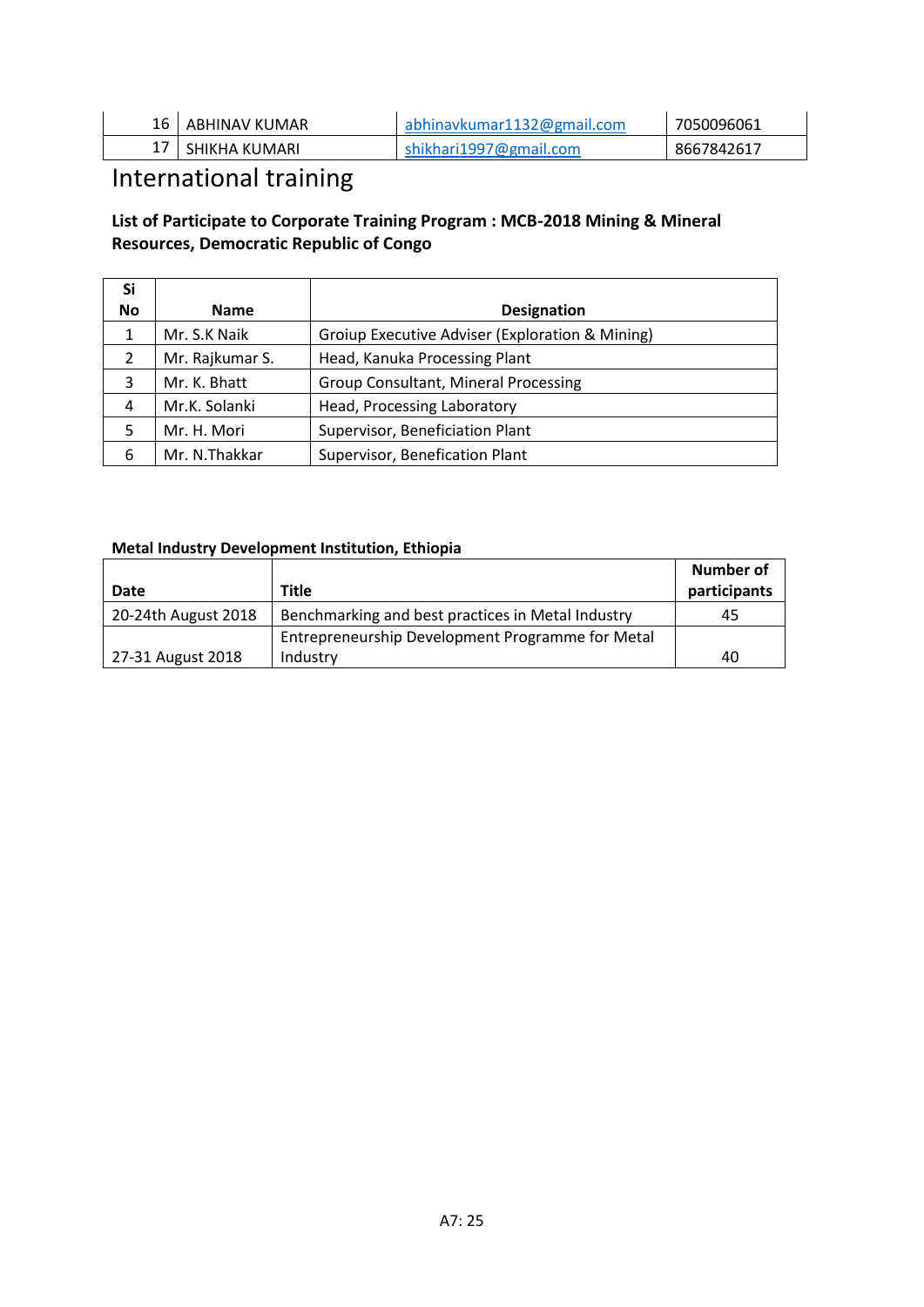| | | | |
|---|---|---|---|
| 16 | ABHINAV KUMAR | abhinavkumar1132@gmail.com | 7050096061 |
| 17 | SHIKHA KUMARI | shikhari1997@gmail.com | 8667842617 |

# International training

**List of Participate to Corporate Training Program : MCB-2018 Mining & Mineral Resources, Democratic Republic of Congo**

| Si No | Name | Designation |
|---|---|---|
| 1 | Mr. S.K Naik | Groiup Executive Adviser (Exploration & Mining) |
| 2 | Mr. Rajkumar S. | Head, Kanuka Processing Plant |
| 3 | Mr. K. Bhatt | Group Consultant, Mineral Processing |
| 4 | Mr.K. Solanki | Head, Processing Laboratory |
| 5 | Mr. H. Mori | Supervisor, Beneficiation Plant |
| 6 | Mr. N.Thakkar | Supervisor, Benefication Plant |

**Metal Industry Development Institution, Ethiopia**

| Date | Title | Number of participants |
|---|---|---|
| 20-24th August 2018 | Benchmarking and best practices in Metal Industry | 45 |
| 27-31 August 2018 | Entrepreneurship Development Programme for Metal Industry | 40 |